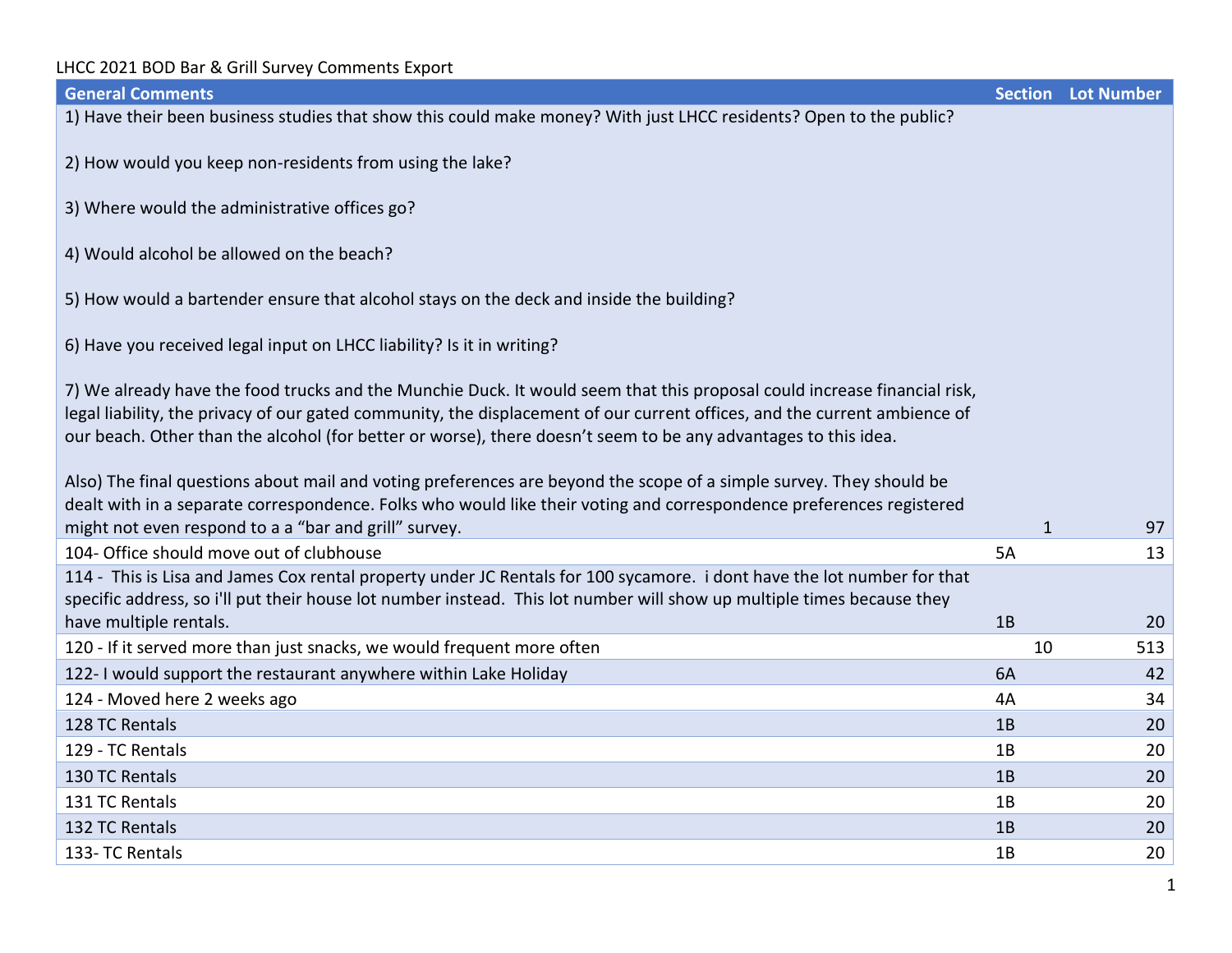LHCC 2021 BOD Bar & Grill Survey Comments Export

| General Comments | Section | Lot Number |
|---|---|---|
| 1) Have their been business studies that show this could make money? With just LHCC residents? Open to the public?<br><br>2) How would you keep non-residents from using the lake?<br><br>3) Where would the administrative offices go?<br><br>4) Would alcohol be allowed on the beach?<br><br>5) How would a bartender ensure that alcohol stays on the deck and inside the building?<br><br>6) Have you received legal input on LHCC liability? Is it in writing?<br><br>7) We already have the food trucks and the Munchie Duck. It would seem that this proposal could increase financial risk, legal liability, the privacy of our gated community, the displacement of our current offices, and the current ambience of our beach. Other than the alcohol (for better or worse), there doesn't seem to be any advantages to this idea.<br><br>Also) The final questions about mail and voting preferences are beyond the scope of a simple survey. They should be dealt with in a separate correspondence. Folks who would like their voting and correspondence preferences registered might not even respond to a a "bar and grill" survey. | 1 | 97 |
| 104- Office should move out of clubhouse | 5A | 13 |
| 114 - This is Lisa and James Cox rental property under JC Rentals for 100 sycamore. i dont have the lot number for that specific address, so i'll put their house lot number instead. This lot number will show up multiple times because they have multiple rentals. | 1B | 20 |
| 120 - If it served more than just snacks, we would frequent more often | 10 | 513 |
| 122- I would support the restaurant anywhere within Lake Holiday | 6A | 42 |
| 124 - Moved here 2 weeks ago | 4A | 34 |
| 128 TC Rentals | 1B | 20 |
| 129 - TC Rentals | 1B | 20 |
| 130 TC Rentals | 1B | 20 |
| 131 TC Rentals | 1B | 20 |
| 132 TC Rentals | 1B | 20 |
| 133- TC Rentals | 1B | 20 |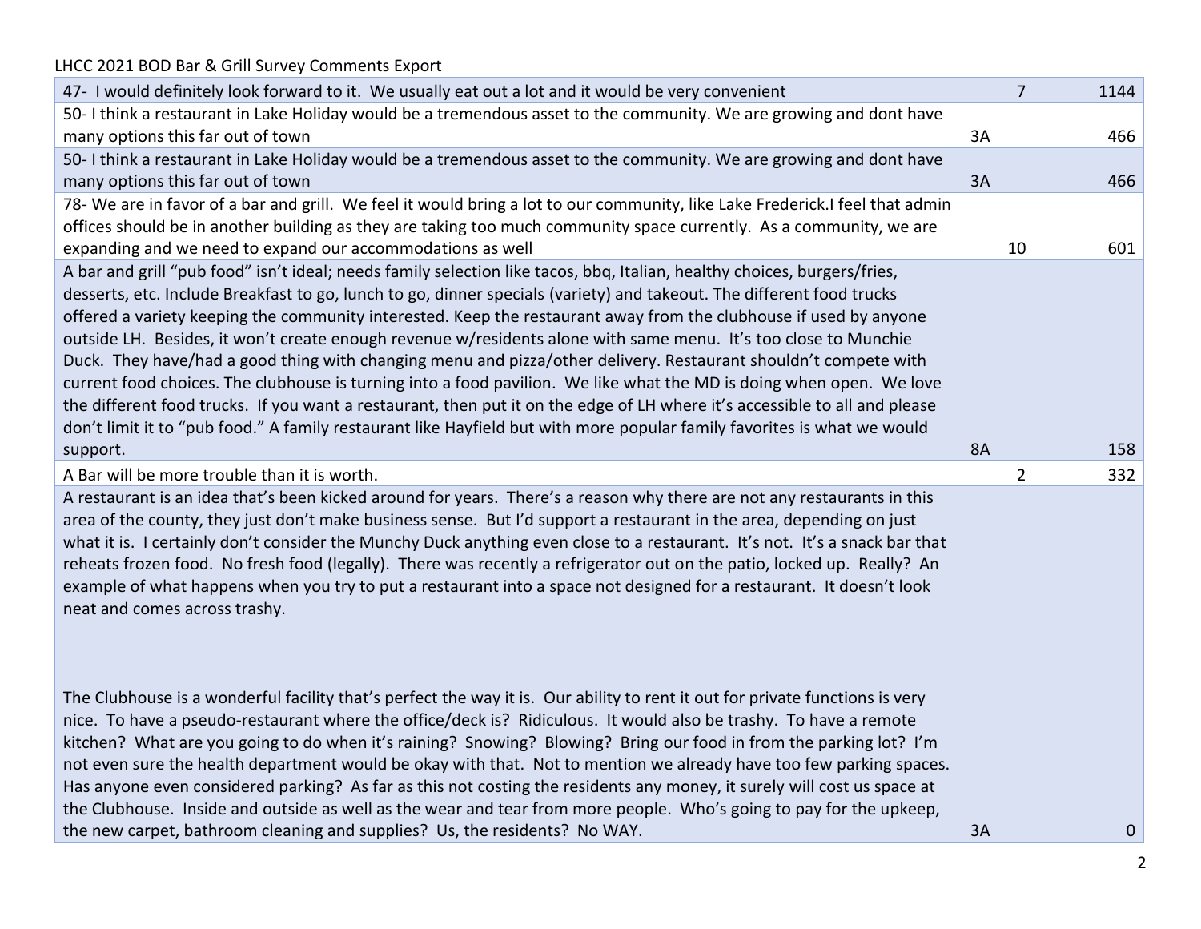LHCC 2021 BOD Bar & Grill Survey Comments Export

| Comment | Section | Lot |
|---|---|---|
| 47- I would definitely look forward to it. We usually eat out a lot and it would be very convenient | 7 | 1144 |
| 50- I think a restaurant in Lake Holiday would be a tremendous asset to the community. We are growing and dont have many options this far out of town | 3A | 466 |
| 50- I think a restaurant in Lake Holiday would be a tremendous asset to the community. We are growing and dont have many options this far out of town | 3A | 466 |
| 78- We are in favor of a bar and grill. We feel it would bring a lot to our community, like Lake Frederick.I feel that admin offices should be in another building as they are taking too much community space currently. As a community, we are expanding and we need to expand our accommodations as well | 10 | 601 |
| A bar and grill "pub food" isn't ideal; needs family selection like tacos, bbq, Italian, healthy choices, burgers/fries, desserts, etc. Include Breakfast to go, lunch to go, dinner specials (variety) and takeout. The different food trucks offered a variety keeping the community interested. Keep the restaurant away from the clubhouse if used by anyone outside LH. Besides, it won't create enough revenue w/residents alone with same menu. It's too close to Munchie Duck. They have/had a good thing with changing menu and pizza/other delivery. Restaurant shouldn't compete with current food choices. The clubhouse is turning into a food pavilion. We like what the MD is doing when open. We love the different food trucks. If you want a restaurant, then put it on the edge of LH where it's accessible to all and please don't limit it to "pub food." A family restaurant like Hayfield but with more popular family favorites is what we would support. | 8A | 158 |
| A Bar will be more trouble than it is worth. | 2 | 332 |
| A restaurant is an idea that's been kicked around for years. There's a reason why there are not any restaurants in this area of the county, they just don't make business sense. But I'd support a restaurant in the area, depending on just what it is. I certainly don't consider the Munchy Duck anything even close to a restaurant. It's not. It's a snack bar that reheats frozen food. No fresh food (legally). There was recently a refrigerator out on the patio, locked up. Really? An example of what happens when you try to put a restaurant into a space not designed for a restaurant. It doesn't look neat and comes across trashy.<br><br>The Clubhouse is a wonderful facility that's perfect the way it is. Our ability to rent it out for private functions is very nice. To have a pseudo-restaurant where the office/deck is? Ridiculous. It would also be trashy. To have a remote kitchen? What are you going to do when it's raining? Snowing? Blowing? Bring our food in from the parking lot? I'm not even sure the health department would be okay with that. Not to mention we already have too few parking spaces. Has anyone even considered parking? As far as this not costing the residents any money, it surely will cost us space at the Clubhouse. Inside and outside as well as the wear and tear from more people. Who's going to pay for the upkeep, the new carpet, bathroom cleaning and supplies? Us, the residents? No WAY. | 3A | 0 |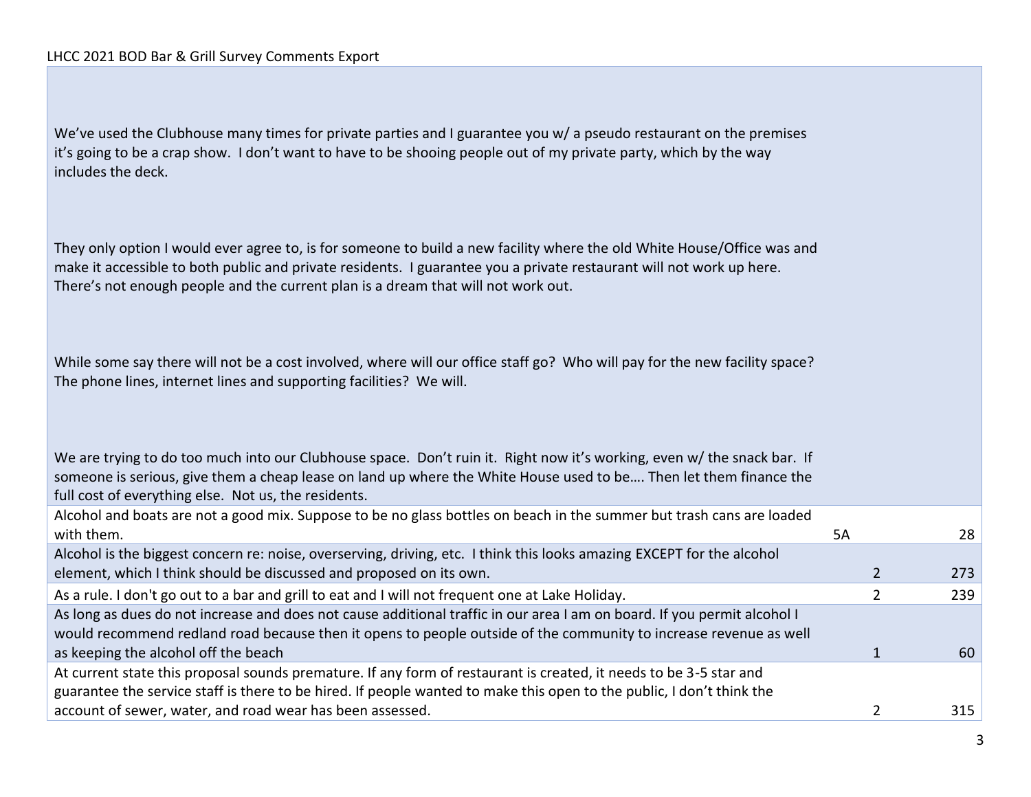LHCC 2021 BOD Bar & Grill Survey Comments Export

| Comment | | |
|---|---|---|
| We've used the Clubhouse many times for private parties and I guarantee you w/ a pseudo restaurant on the premises it's going to be a crap show. I don't want to have to be shooing people out of my private party, which by the way includes the deck.<br><br>They only option I would ever agree to, is for someone to build a new facility where the old White House/Office was and make it accessible to both public and private residents. I guarantee you a private restaurant will not work up here. There's not enough people and the current plan is a dream that will not work out.<br><br>While some say there will not be a cost involved, where will our office staff go? Who will pay for the new facility space? The phone lines, internet lines and supporting facilities? We will.<br><br>We are trying to do too much into our Clubhouse space. Don't ruin it. Right now it's working, even w/ the snack bar. If someone is serious, give them a cheap lease on land up where the White House used to be…. Then let them finance the full cost of everything else. Not us, the residents. | | |
| Alcohol and boats are not a good mix. Suppose to be no glass bottles on beach in the summer but trash cans are loaded with them. | 5A | 28 |
| Alcohol is the biggest concern re: noise, overserving, driving, etc. I think this looks amazing EXCEPT for the alcohol element, which I think should be discussed and proposed on its own. | 2 | 273 |
| As a rule. I don't go out to a bar and grill to eat and I will not frequent one at Lake Holiday. | 2 | 239 |
| As long as dues do not increase and does not cause additional traffic in our area I am on board. If you permit alcohol I would recommend redland road because then it opens to people outside of the community to increase revenue as well as keeping the alcohol off the beach | 1 | 60 |
| At current state this proposal sounds premature. If any form of restaurant is created, it needs to be 3-5 star and guarantee the service staff is there to be hired. If people wanted to make this open to the public, I don't think the account of sewer, water, and road wear has been assessed. | 2 | 315 |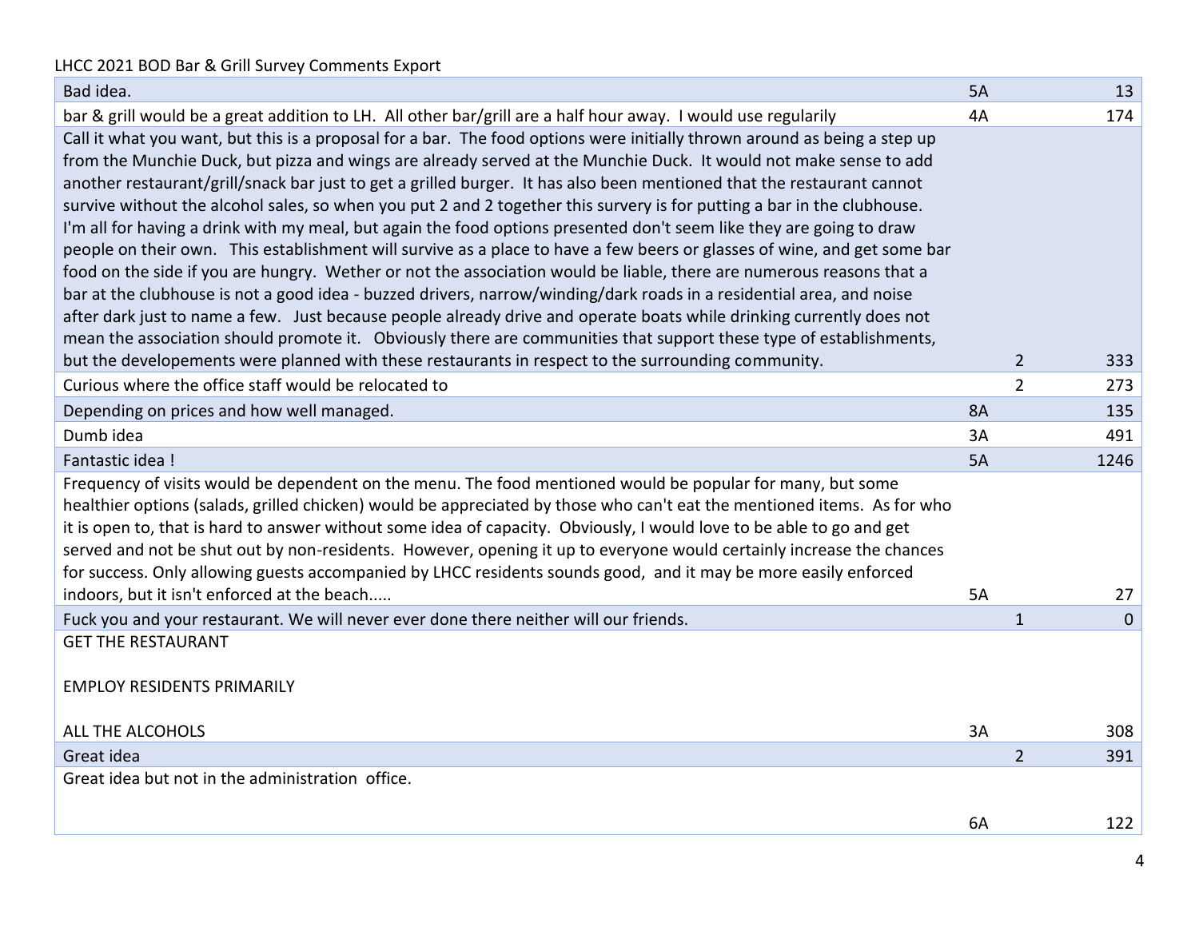LHCC 2021 BOD Bar & Grill Survey Comments Export

| Comment | | | |
|---|---|---|---|
| Bad idea. | 5A | | 13 |
| bar & grill would be a great addition to LH.  All other bar/grill are a half hour away.  I would use regularily | 4A | | 174 |
| Call it what you want, but this is a proposal for a bar.  The food options were initially thrown around as being a step up from the Munchie Duck, but pizza and wings are already served at the Munchie Duck.  It would not make sense to add another restaurant/grill/snack bar just to get a grilled burger.  It has also been mentioned that the restaurant cannot survive without the alcohol sales, so when you put 2 and 2 together this survery is for putting a bar in the clubhouse.  I'm all for having a drink with my meal, but again the food options presented don't seem like they are going to draw people on their own.   This establishment will survive as a place to have a few beers or glasses of wine, and get some bar food on the side if you are hungry.  Wether or not the association would be liable, there are numerous reasons that a bar at the clubhouse is not a good idea - buzzed drivers, narrow/winding/dark roads in a residential area, and noise after dark just to name a few.   Just because people already drive and operate boats while drinking currently does not mean the association should promote it.   Obviously there are communities that support these type of establishments, but the developements were planned with these restaurants in respect to the surrounding community. | | 2 | 333 |
| Curious where the office staff would be relocated to | | 2 | 273 |
| Depending on prices and how well managed. | 8A | | 135 |
| Dumb idea | 3A | | 491 |
| Fantastic idea ! | 5A | | 1246 |
| Frequency of visits would be dependent on the menu. The food mentioned would be popular for many, but some healthier options (salads, grilled chicken) would be appreciated by those who can't eat the mentioned items.  As for who it is open to, that is hard to answer without some idea of capacity.  Obviously, I would love to be able to go and get served and not be shut out by non-residents.  However, opening it up to everyone would certainly increase the chances for success. Only allowing guests accompanied by LHCC residents sounds good,  and it may be more easily enforced indoors, but it isn't enforced at the beach..... | 5A | | 27 |
| Fuck you and your restaurant. We will never ever done there neither will our friends. | | 1 | 0 |
| GET THE RESTAURANT<br><br>EMPLOY RESIDENTS PRIMARILY<br><br>ALL THE ALCOHOLS | 3A | | 308 |
| Great idea | | 2 | 391 |
| Great idea but not in the administration  office. | 6A | | 122 |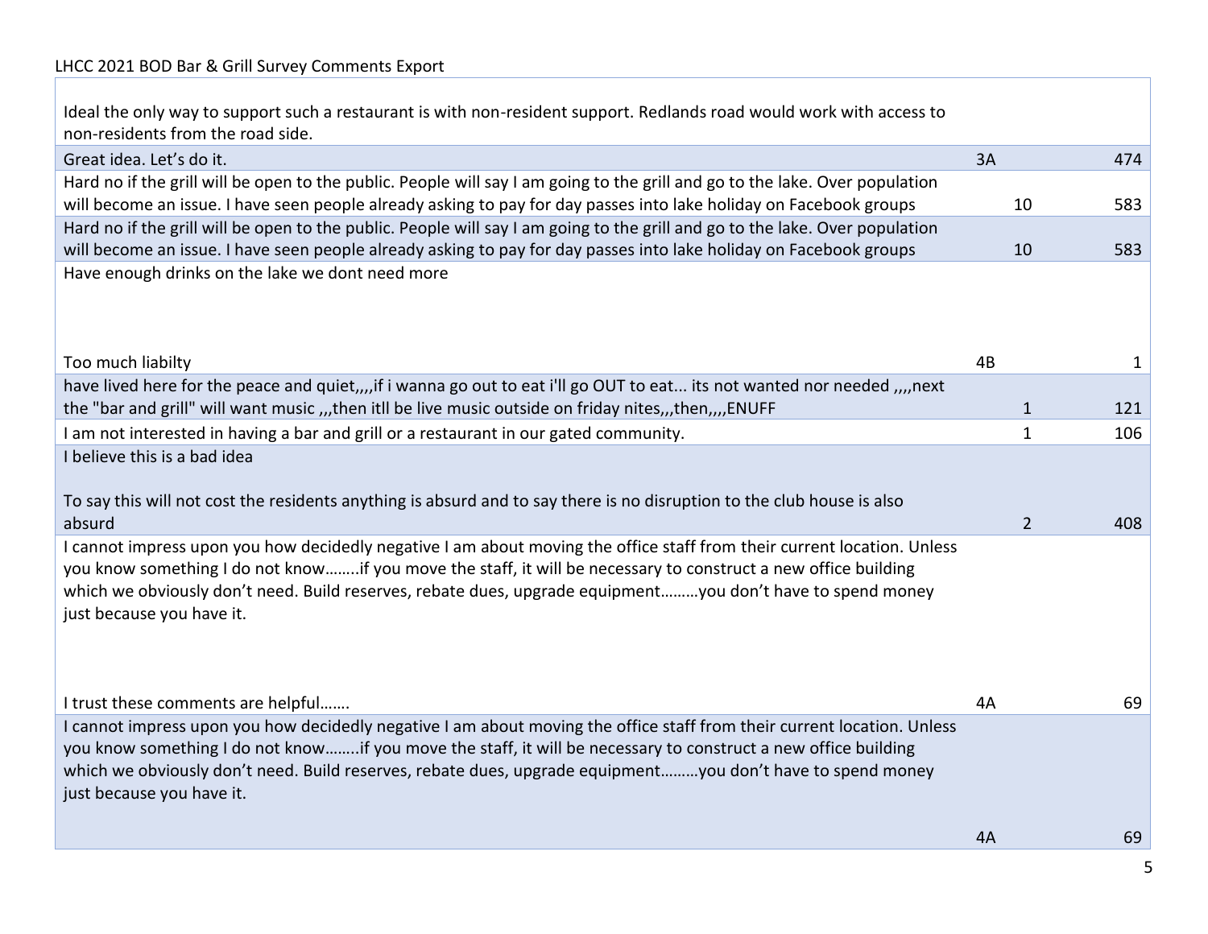LHCC 2021 BOD Bar & Grill Survey Comments Export

| Comment | Code | Count | ID |
|---|---|---|---|
| Ideal the only way to support such a restaurant is with non-resident support. Redlands road would work with access to non-residents from the road side. | | | |
| Great idea. Let's do it. | 3A | | 474 |
| Hard no if the grill will be open to the public. People will say I am going to the grill and go to the lake. Over population will become an issue. I have seen people already asking to pay for day passes into lake holiday on Facebook groups | | 10 | 583 |
| Hard no if the grill will be open to the public. People will say I am going to the grill and go to the lake. Over population will become an issue. I have seen people already asking to pay for day passes into lake holiday on Facebook groups | | 10 | 583 |
| Have enough drinks on the lake we dont need more<br><br><br><br>Too much liabilty | 4B | | 1 |
| have lived here for the peace and quiet,,,,if i wanna go out to eat i'll go OUT to eat... its not wanted nor needed ,,,,next the "bar and grill" will want music ,,,then itll be live music outside on friday nites,,,then,,,,ENUFF | | 1 | 121 |
| I am not interested in having a bar and grill or a restaurant in our gated community. | | 1 | 106 |
| I believe this is a bad idea<br><br>To say this will not cost the residents anything is absurd and to say there is no disruption to the club house is also absurd | | 2 | 408 |
| I cannot impress upon you how decidedly negative I am about moving the office staff from their current location. Unless you know something I do not know……..if you move the staff, it will be necessary to construct a new office building which we obviously don't need. Build reserves, rebate dues, upgrade equipment………you don't have to spend money just because you have it.<br><br><br><br>I trust these comments are helpful……. | 4A | | 69 |
| I cannot impress upon you how decidedly negative I am about moving the office staff from their current location. Unless you know something I do not know……..if you move the staff, it will be necessary to construct a new office building which we obviously don't need. Build reserves, rebate dues, upgrade equipment………you don't have to spend money just because you have it. | 4A | | 69 |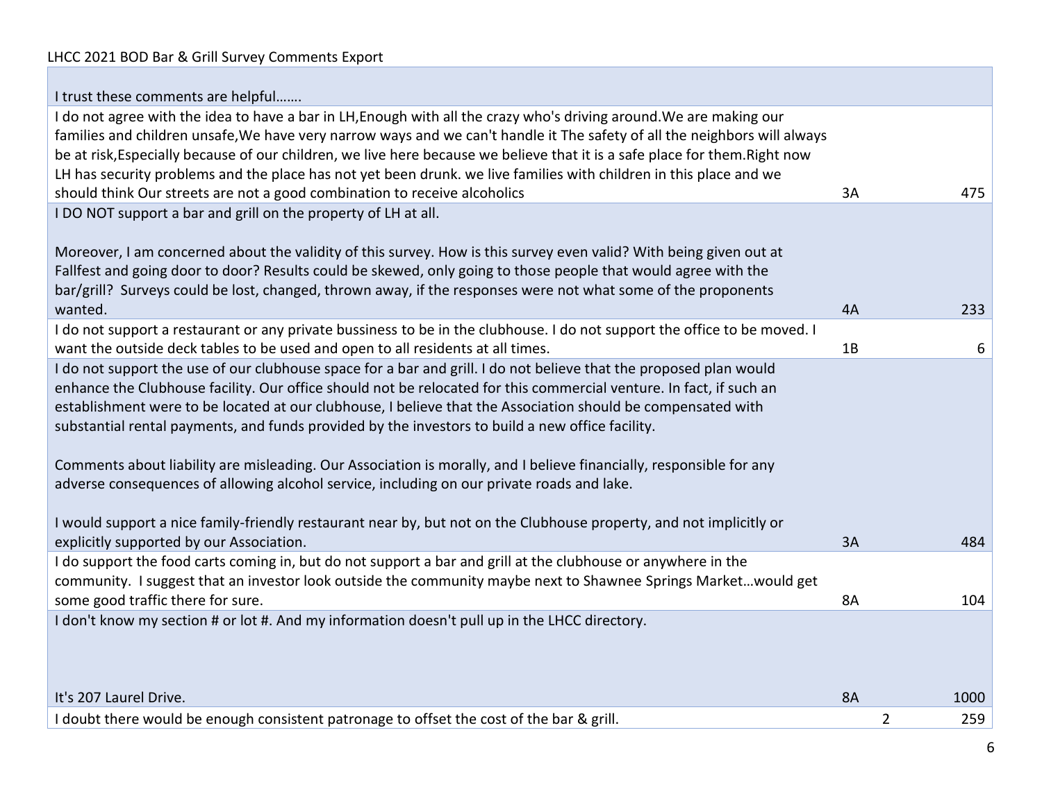LHCC 2021 BOD Bar & Grill Survey Comments Export

| Comment | Section | Lot | |
|---|---|---|---|
| I trust these comments are helpful……. | | | |
| I do not agree with the idea to have a bar in LH,Enough with all the crazy who's driving around.We are making our families and children unsafe,We have very narrow ways and we can't handle it The safety of all the neighbors will always be at risk,Especially because of our children, we live here because we believe that it is a safe place for them.Right now LH has security problems and the place has not yet been drunk. we live families with children in this place and we should think Our streets are not a good combination to receive alcoholics | 3A | | 475 |
| I DO NOT support a bar and grill on the property of LH at all.<br><br>Moreover, I am concerned about the validity of this survey. How is this survey even valid? With being given out at Fallfest and going door to door? Results could be skewed, only going to those people that would agree with the bar/grill? Surveys could be lost, changed, thrown away, if the responses were not what some of the proponents wanted. | 4A | | 233 |
| I do not support a restaurant or any private bussiness to be in the clubhouse. I do not support the office to be moved. I want the outside deck tables to be used and open to all residents at all times. | 1B | | 6 |
| I do not support the use of our clubhouse space for a bar and grill. I do not believe that the proposed plan would enhance the Clubhouse facility. Our office should not be relocated for this commercial venture. In fact, if such an establishment were to be located at our clubhouse, I believe that the Association should be compensated with substantial rental payments, and funds provided by the investors to build a new office facility.<br><br>Comments about liability are misleading. Our Association is morally, and I believe financially, responsible for any adverse consequences of allowing alcohol service, including on our private roads and lake.<br><br>I would support a nice family-friendly restaurant near by, but not on the Clubhouse property, and not implicitly or explicitly supported by our Association. | 3A | | 484 |
| I do support the food carts coming in, but do not support a bar and grill at the clubhouse or anywhere in the community. I suggest that an investor look outside the community maybe next to Shawnee Springs Market…would get some good traffic there for sure. | 8A | | 104 |
| I don't know my section # or lot #. And my information doesn't pull up in the LHCC directory.<br><br><br><br>It's 207 Laurel Drive. | 8A | | 1000 |
| I doubt there would be enough consistent patronage to offset the cost of the bar & grill. | | 2 | 259 |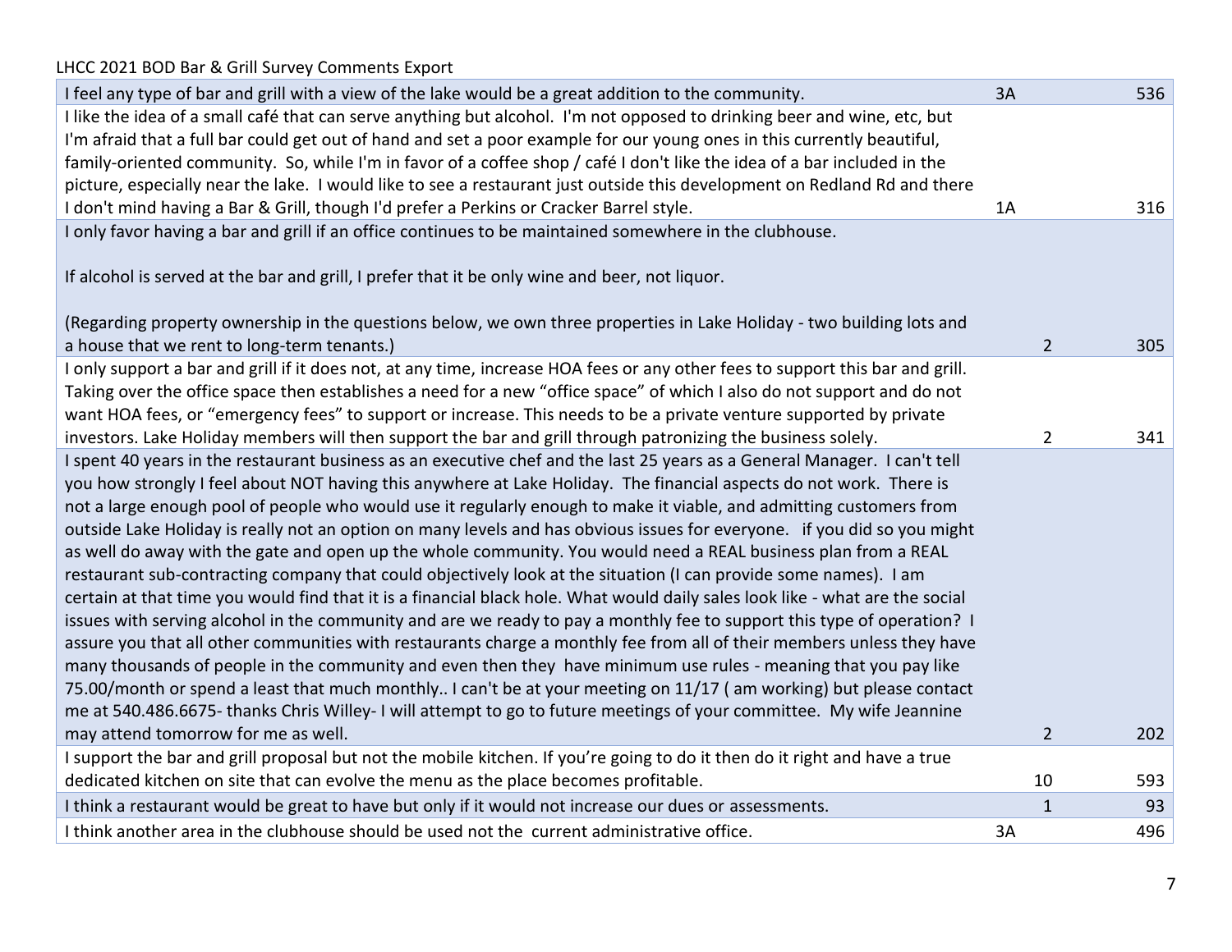LHCC 2021 BOD Bar & Grill Survey Comments Export

| Comment | | |
|---|---|---|
| I feel any type of bar and grill with a view of the lake would be a great addition to the community. | 3A | 536 |
| I like the idea of a small café that can serve anything but alcohol. I'm not opposed to drinking beer and wine, etc, but I'm afraid that a full bar could get out of hand and set a poor example for our young ones in this currently beautiful, family-oriented community. So, while I'm in favor of a coffee shop / café I don't like the idea of a bar included in the picture, especially near the lake. I would like to see a restaurant just outside this development on Redland Rd and there I don't mind having a Bar & Grill, though I'd prefer a Perkins or Cracker Barrel style. | 1A | 316 |
| I only favor having a bar and grill if an office continues to be maintained somewhere in the clubhouse.<br><br>If alcohol is served at the bar and grill, I prefer that it be only wine and beer, not liquor.<br><br>(Regarding property ownership in the questions below, we own three properties in Lake Holiday - two building lots and a house that we rent to long-term tenants.) | 2 | 305 |
| I only support a bar and grill if it does not, at any time, increase HOA fees or any other fees to support this bar and grill. Taking over the office space then establishes a need for a new "office space" of which I also do not support and do not want HOA fees, or "emergency fees" to support or increase. This needs to be a private venture supported by private investors. Lake Holiday members will then support the bar and grill through patronizing the business solely. | 2 | 341 |
| I spent 40 years in the restaurant business as an executive chef and the last 25 years as a General Manager. I can't tell you how strongly I feel about NOT having this anywhere at Lake Holiday. The financial aspects do not work. There is not a large enough pool of people who would use it regularly enough to make it viable, and admitting customers from outside Lake Holiday is really not an option on many levels and has obvious issues for everyone. if you did so you might as well do away with the gate and open up the whole community. You would need a REAL business plan from a REAL restaurant sub-contracting company that could objectively look at the situation (I can provide some names). I am certain at that time you would find that it is a financial black hole. What would daily sales look like - what are the social issues with serving alcohol in the community and are we ready to pay a monthly fee to support this type of operation? I assure you that all other communities with restaurants charge a monthly fee from all of their members unless they have many thousands of people in the community and even then they have minimum use rules - meaning that you pay like 75.00/month or spend a least that much monthly.. I can't be at your meeting on 11/17 ( am working) but please contact me at 540.486.6675- thanks Chris Willey- I will attempt to go to future meetings of your committee. My wife Jeannine may attend tomorrow for me as well. | 2 | 202 |
| I support the bar and grill proposal but not the mobile kitchen. If you're going to do it then do it right and have a true dedicated kitchen on site that can evolve the menu as the place becomes profitable. | 10 | 593 |
| I think a restaurant would be great to have but only if it would not increase our dues or assessments. | 1 | 93 |
| I think another area in the clubhouse should be used not the current administrative office. | 3A | 496 |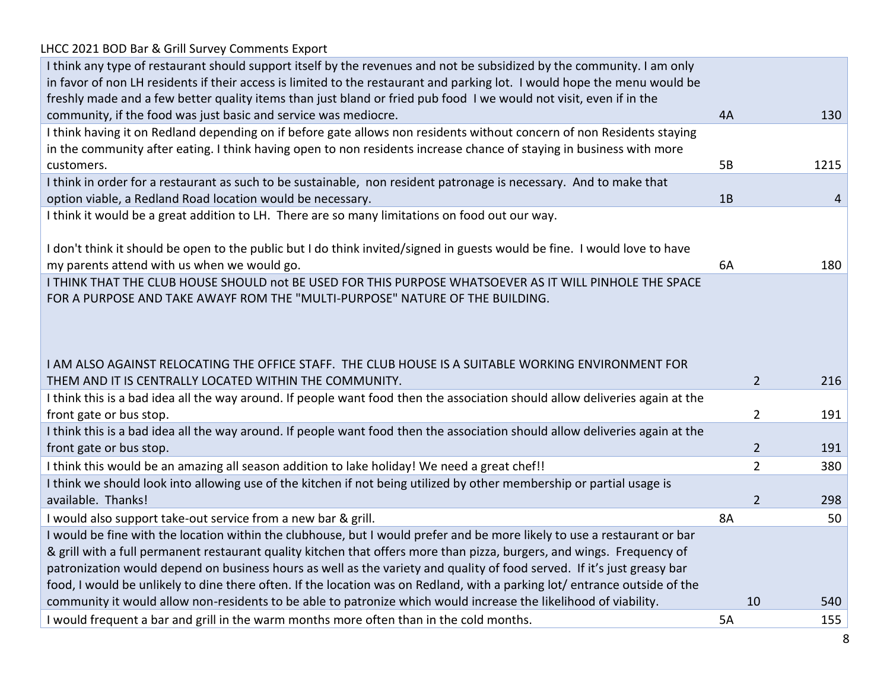LHCC 2021 BOD Bar & Grill Survey Comments Export

| Comment | | | |
|---|---|---|---|
| I think any type of restaurant should support itself by the revenues and not be subsidized by the community. I am only in favor of non LH residents if their access is limited to the restaurant and parking lot. I would hope the menu would be freshly made and a few better quality items than just bland or fried pub food I we would not visit, even if in the community, if the food was just basic and service was mediocre. | 4A | | 130 |
| I think having it on Redland depending on if before gate allows non residents without concern of non Residents staying in the community after eating. I think having open to non residents increase chance of staying in business with more customers. | 5B | | 1215 |
| I think in order for a restaurant as such to be sustainable, non resident patronage is necessary. And to make that option viable, a Redland Road location would be necessary. | 1B | | 4 |
| I think it would be a great addition to LH. There are so many limitations on food out our way.<br><br>I don't think it should be open to the public but I do think invited/signed in guests would be fine. I would love to have my parents attend with us when we would go. | 6A | | 180 |
| I THINK THAT THE CLUB HOUSE SHOULD not BE USED FOR THIS PURPOSE WHATSOEVER AS IT WILL PINHOLE THE SPACE FOR A PURPOSE AND TAKE AWAYF ROM THE "MULTI-PURPOSE" NATURE OF THE BUILDING.<br><br>I AM ALSO AGAINST RELOCATING THE OFFICE STAFF. THE CLUB HOUSE IS A SUITABLE WORKING ENVIRONMENT FOR THEM AND IT IS CENTRALLY LOCATED WITHIN THE COMMUNITY. | | 2 | 216 |
| I think this is a bad idea all the way around. If people want food then the association should allow deliveries again at the front gate or bus stop. | | 2 | 191 |
| I think this is a bad idea all the way around. If people want food then the association should allow deliveries again at the front gate or bus stop. | | 2 | 191 |
| I think this would be an amazing all season addition to lake holiday! We need a great chef!! | | 2 | 380 |
| I think we should look into allowing use of the kitchen if not being utilized by other membership or partial usage is available. Thanks! | | 2 | 298 |
| I would also support take-out service from a new bar & grill. | 8A | | 50 |
| I would be fine with the location within the clubhouse, but I would prefer and be more likely to use a restaurant or bar & grill with a full permanent restaurant quality kitchen that offers more than pizza, burgers, and wings. Frequency of patronization would depend on business hours as well as the variety and quality of food served. If it's just greasy bar food, I would be unlikely to dine there often. If the location was on Redland, with a parking lot/ entrance outside of the community it would allow non-residents to be able to patronize which would increase the likelihood of viability. | | 10 | 540 |
| I would frequent a bar and grill in the warm months more often than in the cold months. | 5A | | 155 |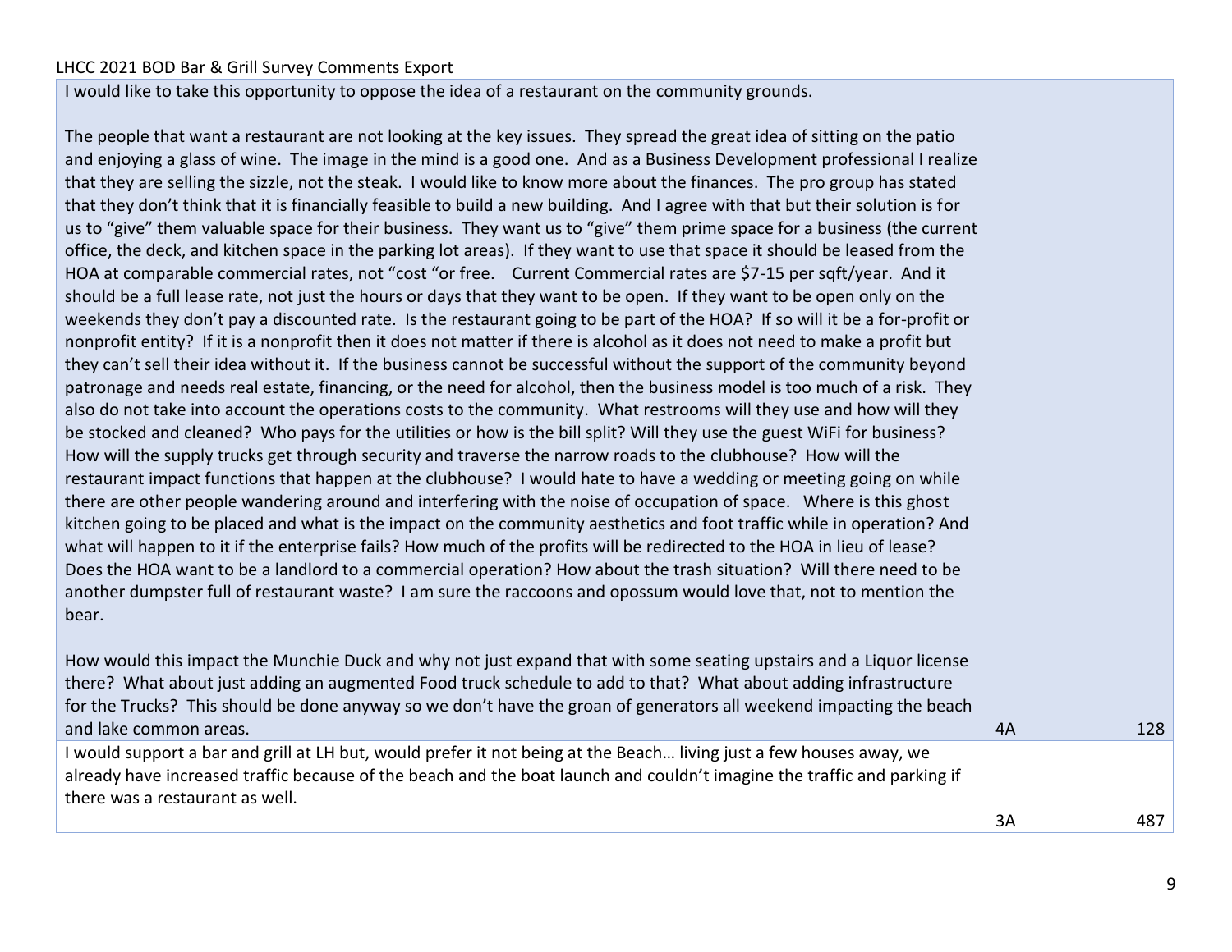LHCC 2021 BOD Bar & Grill Survey Comments Export

| Comment | Section | ID |
|---|---|---|
| I would like to take this opportunity to oppose the idea of a restaurant on the community grounds.<br><br>The people that want a restaurant are not looking at the key issues. They spread the great idea of sitting on the patio and enjoying a glass of wine. The image in the mind is a good one. And as a Business Development professional I realize that they are selling the sizzle, not the steak. I would like to know more about the finances. The pro group has stated that they don't think that it is financially feasible to build a new building. And I agree with that but their solution is for us to "give" them valuable space for their business. They want us to "give" them prime space for a business (the current office, the deck, and kitchen space in the parking lot areas). If they want to use that space it should be leased from the HOA at comparable commercial rates, not "cost "or free. Current Commercial rates are $7-15 per sqft/year. And it should be a full lease rate, not just the hours or days that they want to be open. If they want to be open only on the weekends they don't pay a discounted rate. Is the restaurant going to be part of the HOA? If so will it be a for-profit or nonprofit entity? If it is a nonprofit then it does not matter if there is alcohol as it does not need to make a profit but they can't sell their idea without it. If the business cannot be successful without the support of the community beyond patronage and needs real estate, financing, or the need for alcohol, then the business model is too much of a risk. They also do not take into account the operations costs to the community. What restrooms will they use and how will they be stocked and cleaned? Who pays for the utilities or how is the bill split? Will they use the guest WiFi for business? How will the supply trucks get through security and traverse the narrow roads to the clubhouse? How will the restaurant impact functions that happen at the clubhouse? I would hate to have a wedding or meeting going on while there are other people wandering around and interfering with the noise of occupation of space. Where is this ghost kitchen going to be placed and what is the impact on the community aesthetics and foot traffic while in operation? And what will happen to it if the enterprise fails? How much of the profits will be redirected to the HOA in lieu of lease? Does the HOA want to be a landlord to a commercial operation? How about the trash situation? Will there need to be another dumpster full of restaurant waste? I am sure the raccoons and opossum would love that, not to mention the bear.<br><br>How would this impact the Munchie Duck and why not just expand that with some seating upstairs and a Liquor license there? What about just adding an augmented Food truck schedule to add to that? What about adding infrastructure for the Trucks? This should be done anyway so we don't have the groan of generators all weekend impacting the beach and lake common areas. | 4A | 128 |
| I would support a bar and grill at LH but, would prefer it not being at the Beach… living just a few houses away, we already have increased traffic because of the beach and the boat launch and couldn't imagine the traffic and parking if there was a restaurant as well. | 3A | 487 |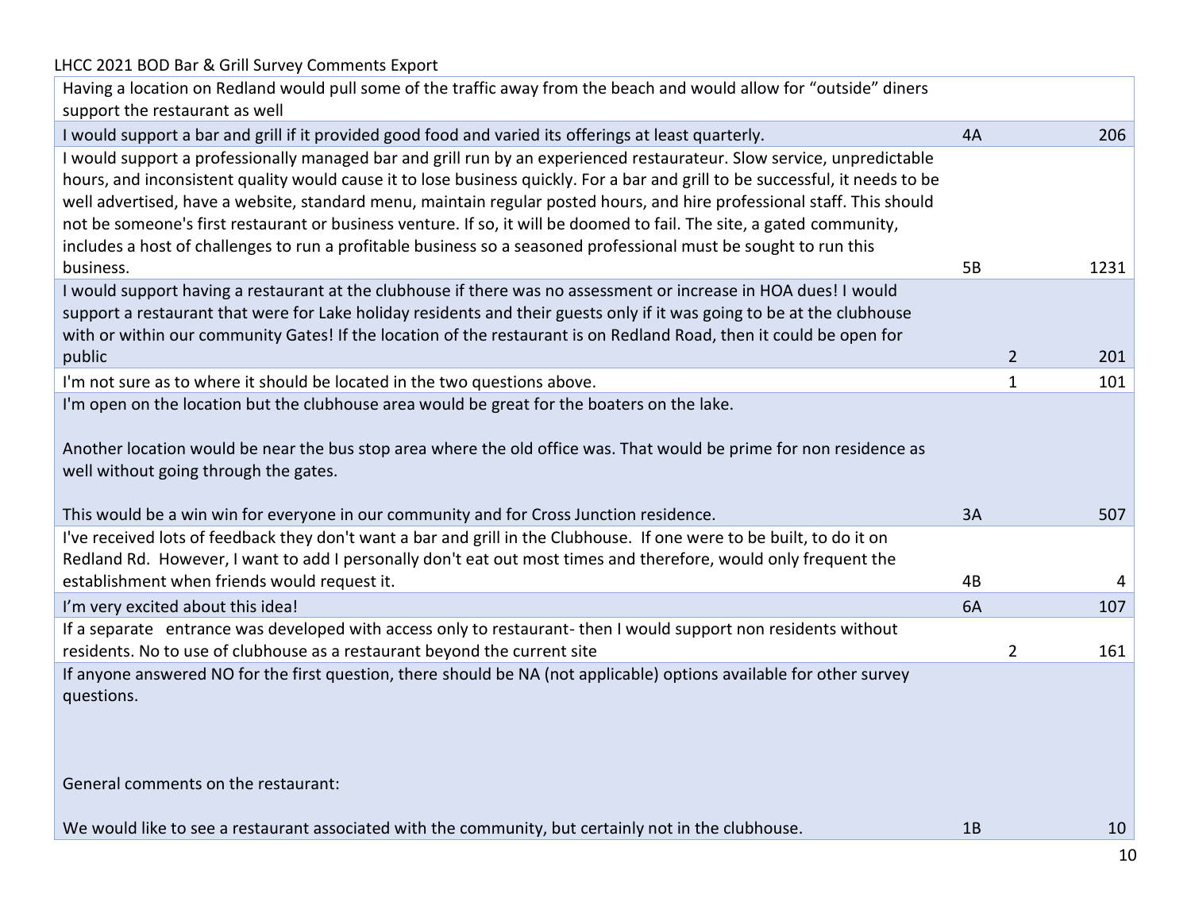LHCC 2021 BOD Bar & Grill Survey Comments Export

| Comment | | | |
|---|---|---|---|
| Having a location on Redland would pull some of the traffic away from the beach and would allow for “outside” diners support the restaurant as well | | | |
| I would support a bar and grill if it provided good food and varied its offerings at least quarterly. | 4A | | 206 |
| I would support a professionally managed bar and grill run by an experienced restaurateur. Slow service, unpredictable hours, and inconsistent quality would cause it to lose business quickly. For a bar and grill to be successful, it needs to be well advertised, have a website, standard menu, maintain regular posted hours, and hire professional staff. This should not be someone's first restaurant or business venture. If so, it will be doomed to fail. The site, a gated community, includes a host of challenges to run a profitable business so a seasoned professional must be sought to run this business. | 5B | | 1231 |
| I would support having a restaurant at the clubhouse if there was no assessment or increase in HOA dues! I would support a restaurant that were for Lake holiday residents and their guests only if it was going to be at the clubhouse with or within our community Gates! If the location of the restaurant is on Redland Road, then it could be open for public | | 2 | 201 |
| I'm not sure as to where it should be located in the two questions above. | | 1 | 101 |
| I'm open on the location but the clubhouse area would be great for the boaters on the lake. <br><br> Another location would be near the bus stop area where the old office was. That would be prime for non residence as well without going through the gates. <br><br> This would be a win win for everyone in our community and for Cross Junction residence. | 3A | | 507 |
| I've received lots of feedback they don't want a bar and grill in the Clubhouse. If one were to be built, to do it on Redland Rd. However, I want to add I personally don't eat out most times and therefore, would only frequent the establishment when friends would request it. | 4B | | 4 |
| I’m very excited about this idea! | 6A | | 107 |
| If a separate entrance was developed with access only to restaurant- then I would support non residents without residents. No to use of clubhouse as a restaurant beyond the current site | | 2 | 161 |
| If anyone answered NO for the first question, there should be NA (not applicable) options available for other survey questions. <br><br> General comments on the restaurant: <br><br> We would like to see a restaurant associated with the community, but certainly not in the clubhouse. | 1B | | 10 |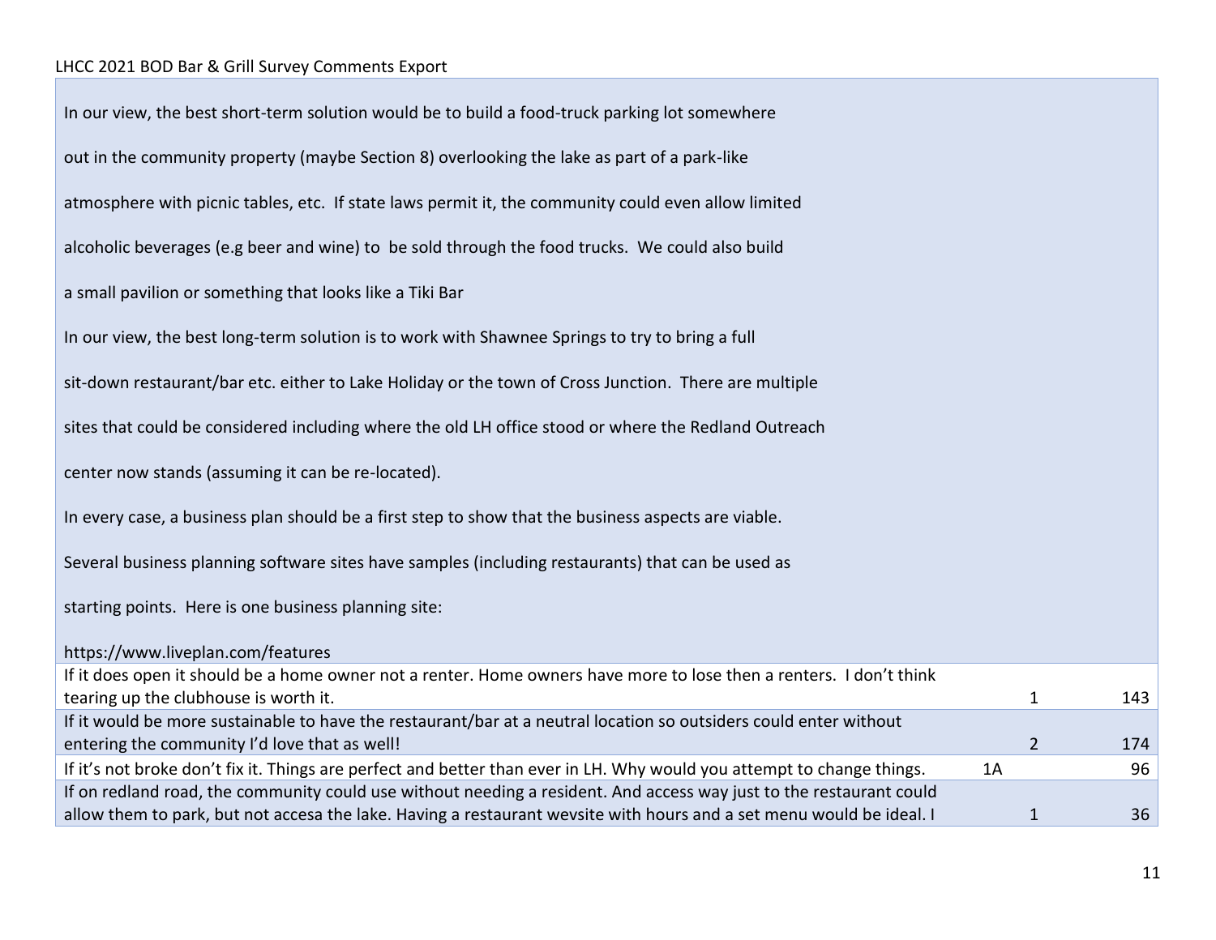LHCC 2021 BOD Bar & Grill Survey Comments Export

| Comment | | | |
|---|---|---|---|
| In our view, the best short-term solution would be to build a food-truck parking lot somewhere out in the community property (maybe Section 8) overlooking the lake as part of a park-like atmosphere with picnic tables, etc. If state laws permit it, the community could even allow limited alcoholic beverages (e.g beer and wine) to be sold through the food trucks. We could also build a small pavilion or something that looks like a Tiki Bar<br>In our view, the best long-term solution is to work with Shawnee Springs to try to bring a full sit-down restaurant/bar etc. either to Lake Holiday or the town of Cross Junction. There are multiple sites that could be considered including where the old LH office stood or where the Redland Outreach center now stands (assuming it can be re-located).<br>In every case, a business plan should be a first step to show that the business aspects are viable. Several business planning software sites have samples (including restaurants) that can be used as starting points. Here is one business planning site:<br>https://www.liveplan.com/features | | | |
| If it does open it should be a home owner not a renter. Home owners have more to lose then a renters. I don't think tearing up the clubhouse is worth it. | | 1 | 143 |
| If it would be more sustainable to have the restaurant/bar at a neutral location so outsiders could enter without entering the community I'd love that as well! | | 2 | 174 |
| If it's not broke don't fix it. Things are perfect and better than ever in LH. Why would you attempt to change things. | 1A | | 96 |
| If on redland road, the community could use without needing a resident. And access way just to the restaurant could allow them to park, but not accesa the lake. Having a restaurant wevsite with hours and a set menu would be ideal. I | | 1 | 36 |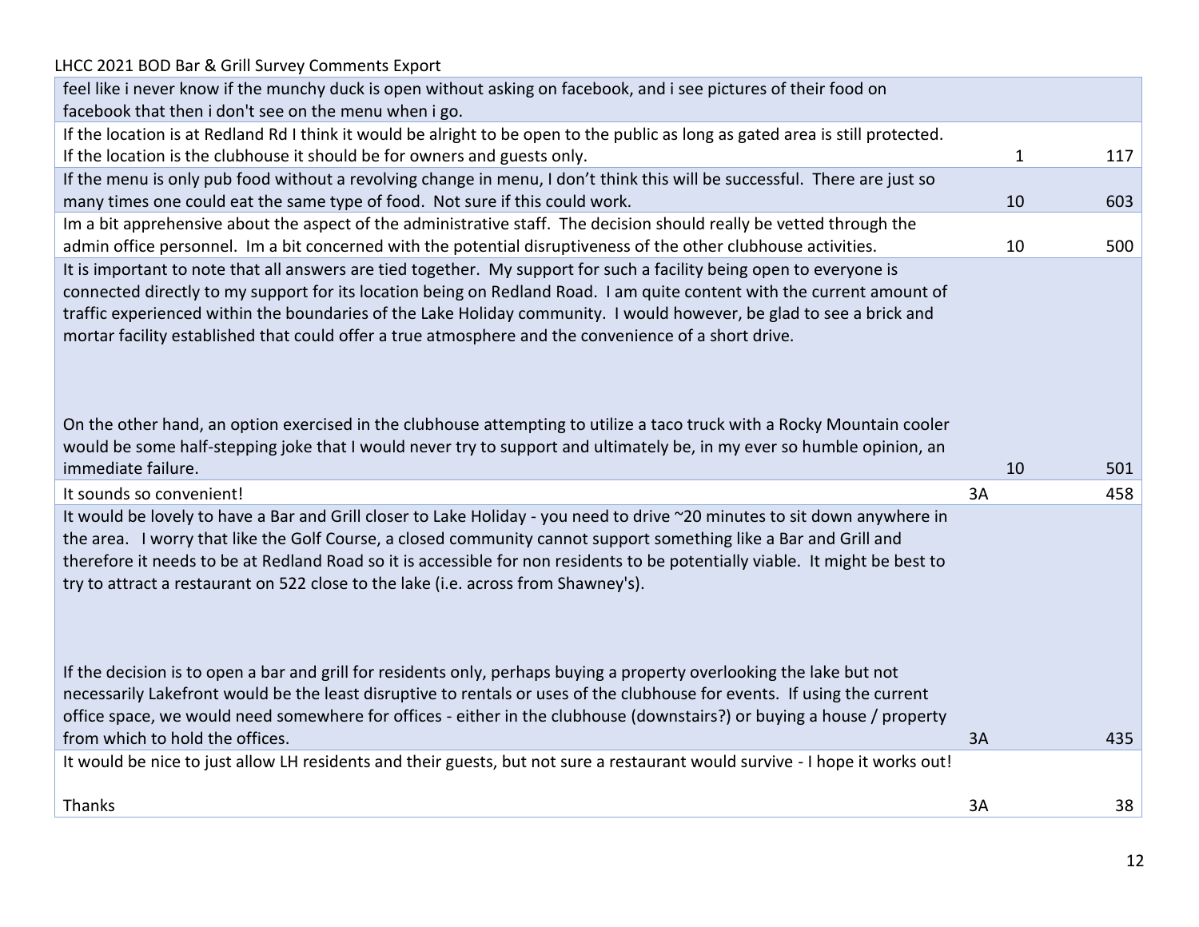LHCC 2021 BOD Bar & Grill Survey Comments Export

| | | |
|---|---|---|
| feel like i never know if the munchy duck is open without asking on facebook, and i see pictures of their food on facebook that then i don't see on the menu when i go. | | |
| If the location is at Redland Rd I think it would be alright to be open to the public as long as gated area is still protected. If the location is the clubhouse it should be for owners and guests only. | 1 | 117 |
| If the menu is only pub food without a revolving change in menu, I don't think this will be successful. There are just so many times one could eat the same type of food. Not sure if this could work. | 10 | 603 |
| Im a bit apprehensive about the aspect of the administrative staff. The decision should really be vetted through the admin office personnel. Im a bit concerned with the potential disruptiveness of the other clubhouse activities. | 10 | 500 |
| It is important to note that all answers are tied together. My support for such a facility being open to everyone is connected directly to my support for its location being on Redland Road. I am quite content with the current amount of traffic experienced within the boundaries of the Lake Holiday community. I would however, be glad to see a brick and mortar facility established that could offer a true atmosphere and the convenience of a short drive.<br><br>On the other hand, an option exercised in the clubhouse attempting to utilize a taco truck with a Rocky Mountain cooler would be some half-stepping joke that I would never try to support and ultimately be, in my ever so humble opinion, an immediate failure. | 10 | 501 |
| It sounds so convenient! | 3A | 458 |
| It would be lovely to have a Bar and Grill closer to Lake Holiday - you need to drive ~20 minutes to sit down anywhere in the area. I worry that like the Golf Course, a closed community cannot support something like a Bar and Grill and therefore it needs to be at Redland Road so it is accessible for non residents to be potentially viable. It might be best to try to attract a restaurant on 522 close to the lake (i.e. across from Shawney's).<br><br>If the decision is to open a bar and grill for residents only, perhaps buying a property overlooking the lake but not necessarily Lakefront would be the least disruptive to rentals or uses of the clubhouse for events. If using the current office space, we would need somewhere for offices - either in the clubhouse (downstairs?) or buying a house / property from which to hold the offices. | 3A | 435 |
| It would be nice to just allow LH residents and their guests, but not sure a restaurant would survive - I hope it works out!<br><br>Thanks | 3A | 38 |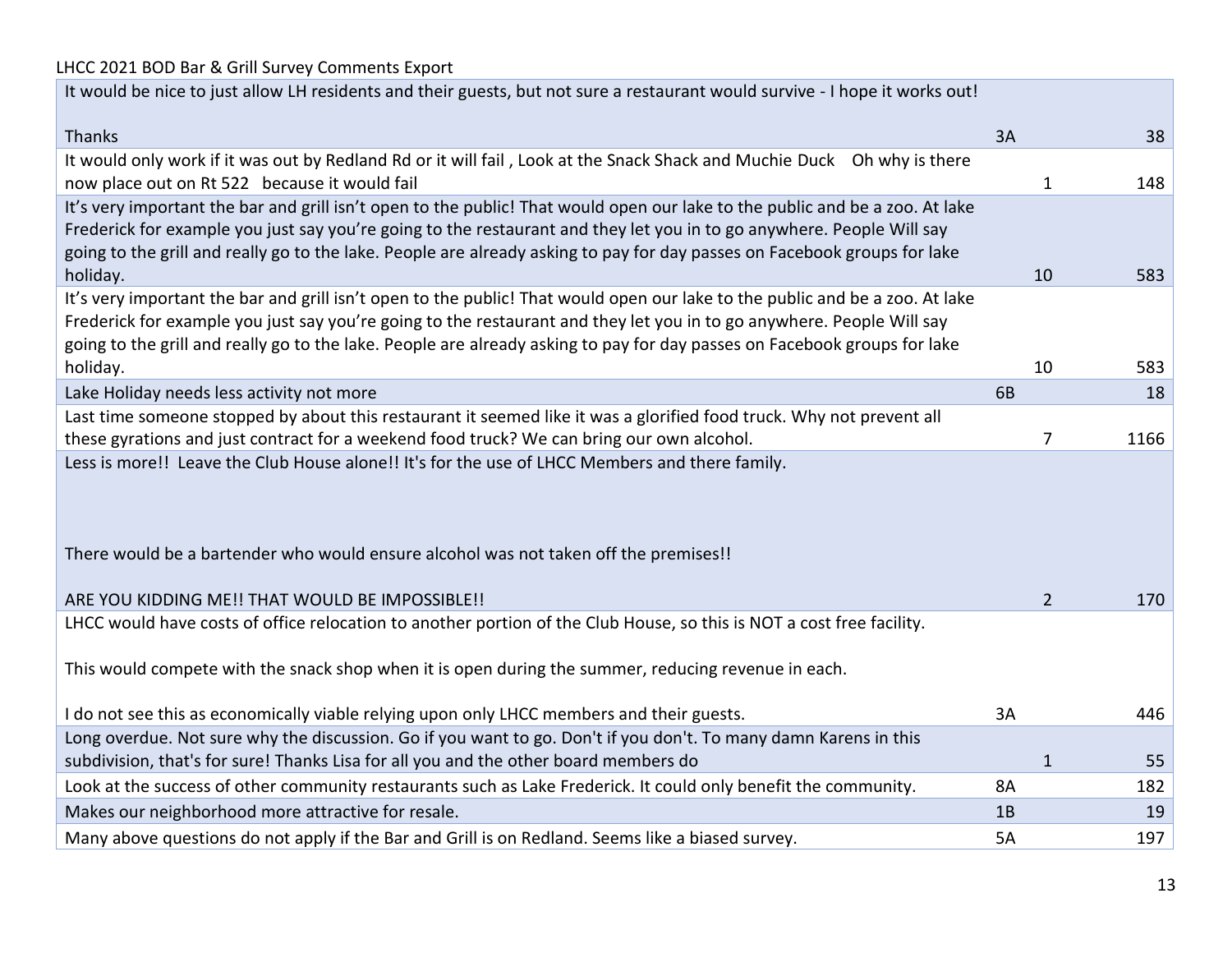LHCC 2021 BOD Bar & Grill Survey Comments Export

| Comment | Section | Count | ID |
|---|---|---|---|
| It would be nice to just allow LH residents and their guests, but not sure a restaurant would survive - I hope it works out!<br><br>Thanks | 3A | | 38 |
| It would only work if it was out by Redland Rd or it will fail , Look at the Snack Shack and Muchie Duck   Oh why is there now place out on Rt 522   because it would fail | | 1 | 148 |
| It's very important the bar and grill isn't open to the public! That would open our lake to the public and be a zoo. At lake Frederick for example you just say you're going to the restaurant and they let you in to go anywhere. People Will say going to the grill and really go to the lake. People are already asking to pay for day passes on Facebook groups for lake holiday. | | 10 | 583 |
| It's very important the bar and grill isn't open to the public! That would open our lake to the public and be a zoo. At lake Frederick for example you just say you're going to the restaurant and they let you in to go anywhere. People Will say going to the grill and really go to the lake. People are already asking to pay for day passes on Facebook groups for lake holiday. | | 10 | 583 |
| Lake Holiday needs less activity not more | 6B | | 18 |
| Last time someone stopped by about this restaurant it seemed like it was a glorified food truck. Why not prevent all these gyrations and just contract for a weekend food truck? We can bring our own alcohol. | | 7 | 1166 |
| Less is more!!  Leave the Club House alone!! It's for the use of LHCC Members and there family.<br><br>There would be a bartender who would ensure alcohol was not taken off the premises!!<br><br>ARE YOU KIDDING ME!! THAT WOULD BE IMPOSSIBLE!! | | 2 | 170 |
| LHCC would have costs of office relocation to another portion of the Club House, so this is NOT a cost free facility.<br><br>This would compete with the snack shop when it is open during the summer, reducing revenue in each.<br><br>I do not see this as economically viable relying upon only LHCC members and their guests. | 3A | | 446 |
| Long overdue. Not sure why the discussion. Go if you want to go. Don't if you don't. To many damn Karens in this subdivision, that's for sure! Thanks Lisa for all you and the other board members do | | 1 | 55 |
| Look at the success of other community restaurants such as Lake Frederick. It could only benefit the community. | 8A | | 182 |
| Makes our neighborhood more attractive for resale. | 1B | | 19 |
| Many above questions do not apply if the Bar and Grill is on Redland. Seems like a biased survey. | 5A | | 197 |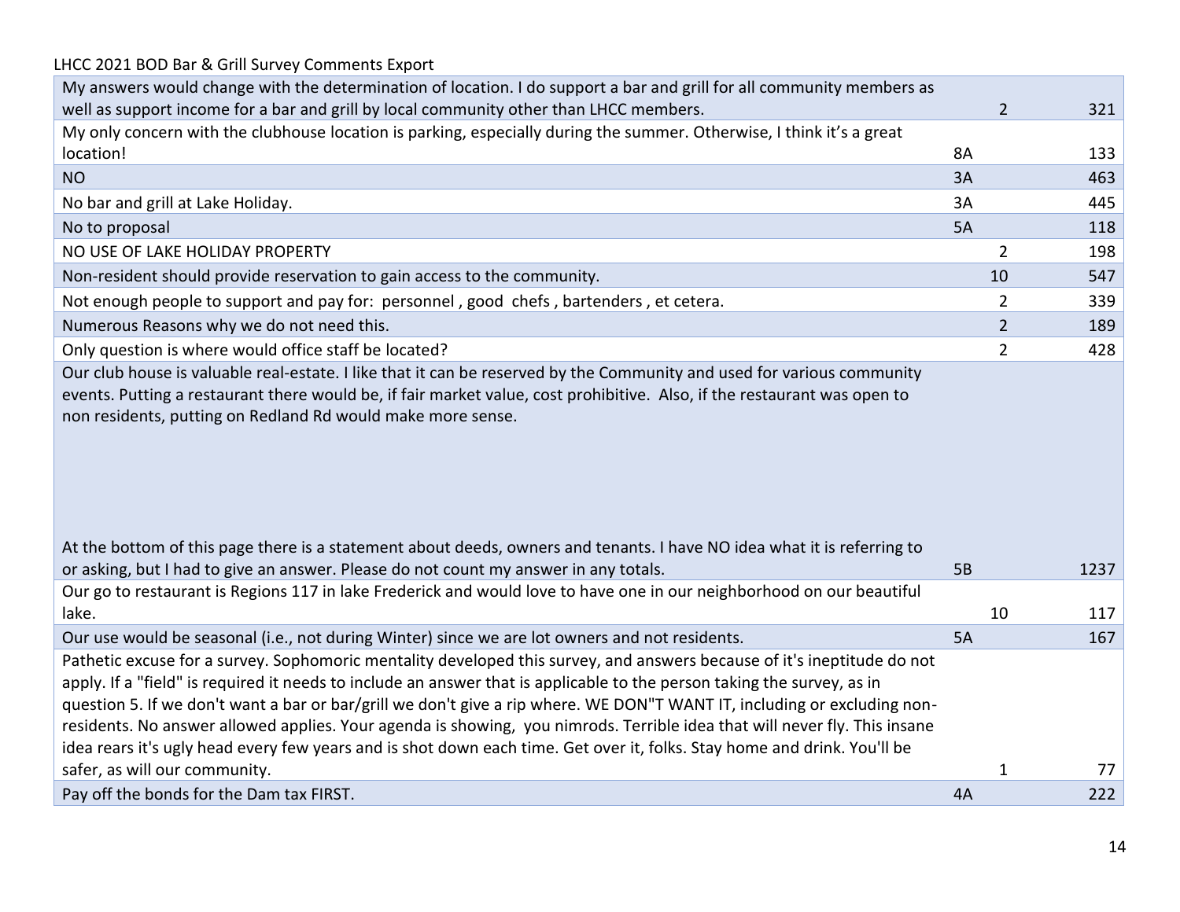LHCC 2021 BOD Bar & Grill Survey Comments Export

| Comment | | |
|---|---|---|
| My answers would change with the determination of location. I do support a bar and grill for all community members as well as support income for a bar and grill by local community other than LHCC members. | 2 | 321 |
| My only concern with the clubhouse location is parking, especially during the summer. Otherwise, I think it's a great location! | 8A | 133 |
| NO | 3A | 463 |
| No bar and grill at Lake Holiday. | 3A | 445 |
| No to proposal | 5A | 118 |
| NO USE OF LAKE HOLIDAY PROPERTY | 2 | 198 |
| Non-resident should provide reservation to gain access to the community. | 10 | 547 |
| Not enough people to support and pay for: personnel , good chefs , bartenders , et cetera. | 2 | 339 |
| Numerous Reasons why we do not need this. | 2 | 189 |
| Only question is where would office staff be located? | 2 | 428 |
| Our club house is valuable real-estate. I like that it can be reserved by the Community and used for various community events. Putting a restaurant there would be, if fair market value, cost prohibitive. Also, if the restaurant was open to non residents, putting on Redland Rd would make more sense.<br><br>At the bottom of this page there is a statement about deeds, owners and tenants. I have NO idea what it is referring to or asking, but I had to give an answer. Please do not count my answer in any totals. | 5B | 1237 |
| Our go to restaurant is Regions 117 in lake Frederick and would love to have one in our neighborhood on our beautiful lake. | 10 | 117 |
| Our use would be seasonal (i.e., not during Winter) since we are lot owners and not residents. | 5A | 167 |
| Pathetic excuse for a survey. Sophomoric mentality developed this survey, and answers because of it's ineptitude do not apply. If a "field" is required it needs to include an answer that is applicable to the person taking the survey, as in question 5. If we don't want a bar or bar/grill we don't give a rip where. WE DON"T WANT IT, including or excluding non-residents. No answer allowed applies. Your agenda is showing, you nimrods. Terrible idea that will never fly. This insane idea rears it's ugly head every few years and is shot down each time. Get over it, folks. Stay home and drink. You'll be safer, as will our community. | 1 | 77 |
| Pay off the bonds for the Dam tax FIRST. | 4A | 222 |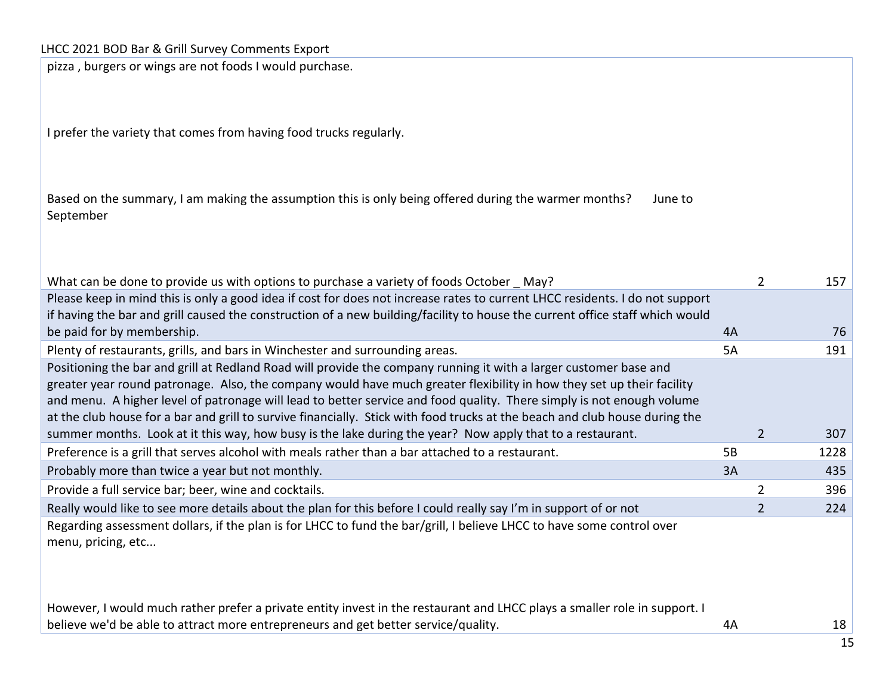LHCC 2021 BOD Bar & Grill Survey Comments Export

| Comment | Code | Group | ID |
|---|---|---|---|
| pizza , burgers or wings are not foods I would purchase.<br><br>I prefer the variety that comes from having food trucks regularly.<br><br>Based on the summary, I am making the assumption this is only being offered during the warmer months? June to September<br><br>What can be done to provide us with options to purchase a variety of foods October _ May? | | 2 | 157 |
| Please keep in mind this is only a good idea if cost for does not increase rates to current LHCC residents. I do not support if having the bar and grill caused the construction of a new building/facility to house the current office staff which would be paid for by membership. | 4A | | 76 |
| Plenty of restaurants, grills, and bars in Winchester and surrounding areas. | 5A | | 191 |
| Positioning the bar and grill at Redland Road will provide the company running it with a larger customer base and greater year round patronage. Also, the company would have much greater flexibility in how they set up their facility and menu. A higher level of patronage will lead to better service and food quality. There simply is not enough volume at the club house for a bar and grill to survive financially. Stick with food trucks at the beach and club house during the summer months. Look at it this way, how busy is the lake during the year? Now apply that to a restaurant. | | 2 | 307 |
| Preference is a grill that serves alcohol with meals rather than a bar attached to a restaurant. | 5B | | 1228 |
| Probably more than twice a year but not monthly. | 3A | | 435 |
| Provide a full service bar; beer, wine and cocktails. | | 2 | 396 |
| Really would like to see more details about the plan for this before I could really say I'm in support of or not | | 2 | 224 |
| Regarding assessment dollars, if the plan is for LHCC to fund the bar/grill, I believe LHCC to have some control over menu, pricing, etc...<br><br>However, I would much rather prefer a private entity invest in the restaurant and LHCC plays a smaller role in support. I believe we'd be able to attract more entrepreneurs and get better service/quality. | 4A | | 18 |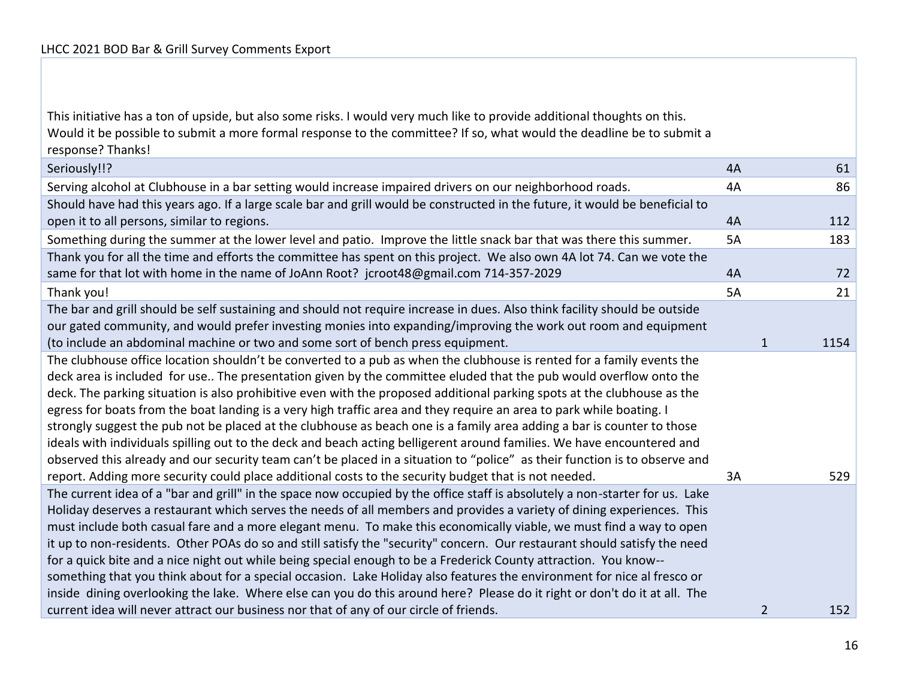LHCC 2021 BOD Bar & Grill Survey Comments Export

| | | | |
|---|---|---|---|
| This initiative has a ton of upside, but also some risks. I would very much like to provide additional thoughts on this. Would it be possible to submit a more formal response to the committee? If so, what would the deadline be to submit a response? Thanks! | | | |
| Seriously!!? | 4A | | 61 |
| Serving alcohol at Clubhouse in a bar setting would increase impaired drivers on our neighborhood roads. | 4A | | 86 |
| Should have had this years ago. If a large scale bar and grill would be constructed in the future, it would be beneficial to open it to all persons, similar to regions. | 4A | | 112 |
| Something during the summer at the lower level and patio. Improve the little snack bar that was there this summer. | 5A | | 183 |
| Thank you for all the time and efforts the committee has spent on this project. We also own 4A lot 74. Can we vote the same for that lot with home in the name of JoAnn Root? jcroot48@gmail.com 714-357-2029 | 4A | | 72 |
| Thank you! | 5A | | 21 |
| The bar and grill should be self sustaining and should not require increase in dues. Also think facility should be outside our gated community, and would prefer investing monies into expanding/improving the work out room and equipment (to include an abdominal machine or two and some sort of bench press equipment. | | 1 | 1154 |
| The clubhouse office location shouldn't be converted to a pub as when the clubhouse is rented for a family events the deck area is included for use.. The presentation given by the committee eluded that the pub would overflow onto the deck. The parking situation is also prohibitive even with the proposed additional parking spots at the clubhouse as the egress for boats from the boat landing is a very high traffic area and they require an area to park while boating. I strongly suggest the pub not be placed at the clubhouse as beach one is a family area adding a bar is counter to those ideals with individuals spilling out to the deck and beach acting belligerent around families. We have encountered and observed this already and our security team can't be placed in a situation to "police" as their function is to observe and report. Adding more security could place additional costs to the security budget that is not needed. | 3A | | 529 |
| The current idea of a "bar and grill" in the space now occupied by the office staff is absolutely a non-starter for us. Lake Holiday deserves a restaurant which serves the needs of all members and provides a variety of dining experiences. This must include both casual fare and a more elegant menu. To make this economically viable, we must find a way to open it up to non-residents. Other POAs do so and still satisfy the "security" concern. Our restaurant should satisfy the need for a quick bite and a nice night out while being special enough to be a Frederick County attraction. You know--something that you think about for a special occasion. Lake Holiday also features the environment for nice al fresco or inside dining overlooking the lake. Where else can you do this around here? Please do it right or don't do it at all. The current idea will never attract our business nor that of any of our circle of friends. | | 2 | 152 |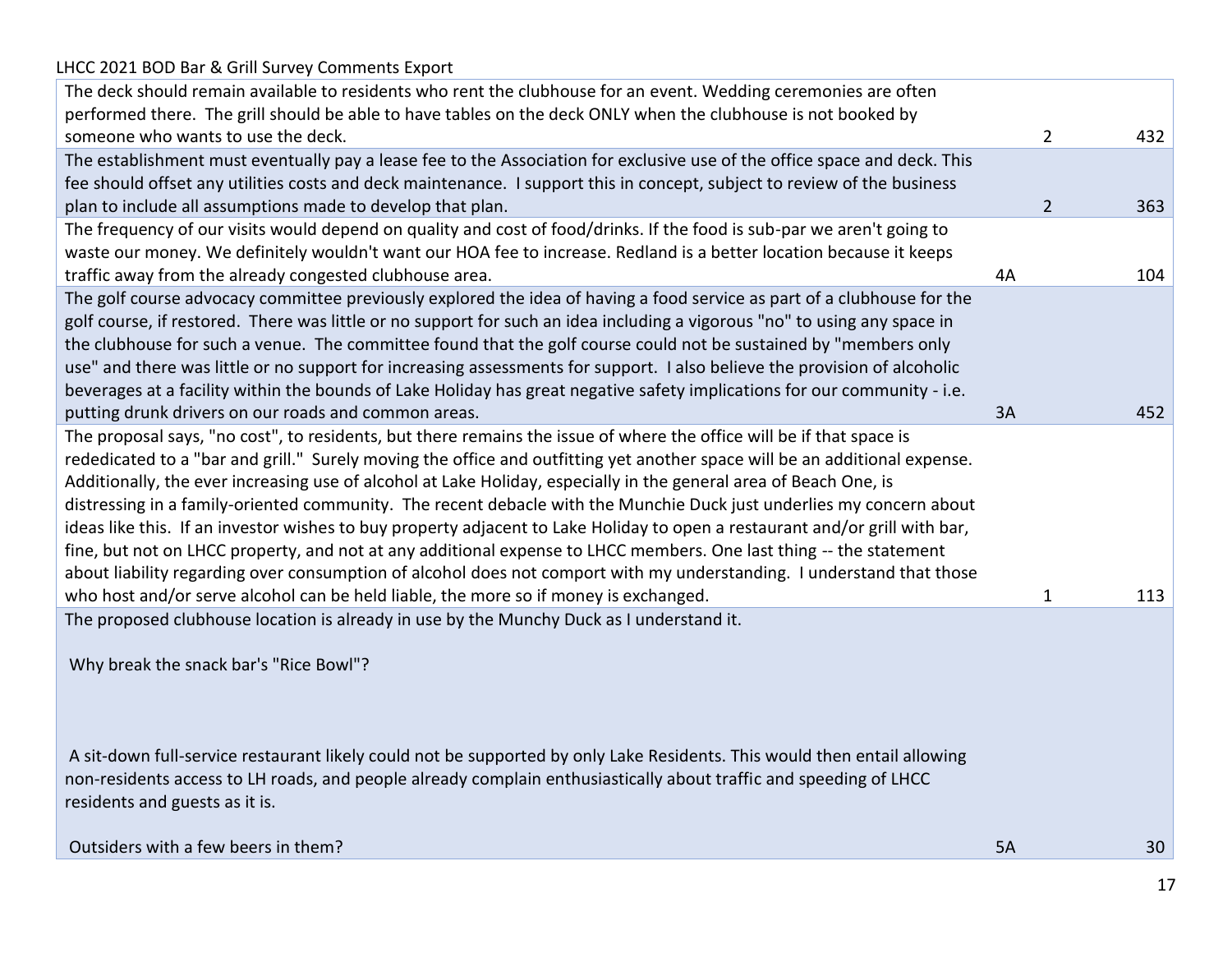LHCC 2021 BOD Bar & Grill Survey Comments Export

| Comment | | | |
|---|---|---|---|
| The deck should remain available to residents who rent the clubhouse for an event. Wedding ceremonies are often performed there. The grill should be able to have tables on the deck ONLY when the clubhouse is not booked by someone who wants to use the deck. | | 2 | 432 |
| The establishment must eventually pay a lease fee to the Association for exclusive use of the office space and deck. This fee should offset any utilities costs and deck maintenance. I support this in concept, subject to review of the business plan to include all assumptions made to develop that plan. | | 2 | 363 |
| The frequency of our visits would depend on quality and cost of food/drinks. If the food is sub-par we aren't going to waste our money. We definitely wouldn't want our HOA fee to increase. Redland is a better location because it keeps traffic away from the already congested clubhouse area. | 4A | | 104 |
| The golf course advocacy committee previously explored the idea of having a food service as part of a clubhouse for the golf course, if restored. There was little or no support for such an idea including a vigorous "no" to using any space in the clubhouse for such a venue. The committee found that the golf course could not be sustained by "members only use" and there was little or no support for increasing assessments for support. I also believe the provision of alcoholic beverages at a facility within the bounds of Lake Holiday has great negative safety implications for our community - i.e. putting drunk drivers on our roads and common areas. | 3A | | 452 |
| The proposal says, "no cost", to residents, but there remains the issue of where the office will be if that space is rededicated to a "bar and grill." Surely moving the office and outfitting yet another space will be an additional expense. Additionally, the ever increasing use of alcohol at Lake Holiday, especially in the general area of Beach One, is distressing in a family-oriented community. The recent debacle with the Munchie Duck just underlies my concern about ideas like this. If an investor wishes to buy property adjacent to Lake Holiday to open a restaurant and/or grill with bar, fine, but not on LHCC property, and not at any additional expense to LHCC members. One last thing -- the statement about liability regarding over consumption of alcohol does not comport with my understanding. I understand that those who host and/or serve alcohol can be held liable, the more so if money is exchanged. | | 1 | 113 |
| The proposed clubhouse location is already in use by the Munchy Duck as I understand it.<br><br>Why break the snack bar's "Rice Bowl"?<br><br>A sit-down full-service restaurant likely could not be supported by only Lake Residents. This would then entail allowing non-residents access to LH roads, and people already complain enthusiastically about traffic and speeding of LHCC residents and guests as it is.<br><br>Outsiders with a few beers in them? | 5A | | 30 |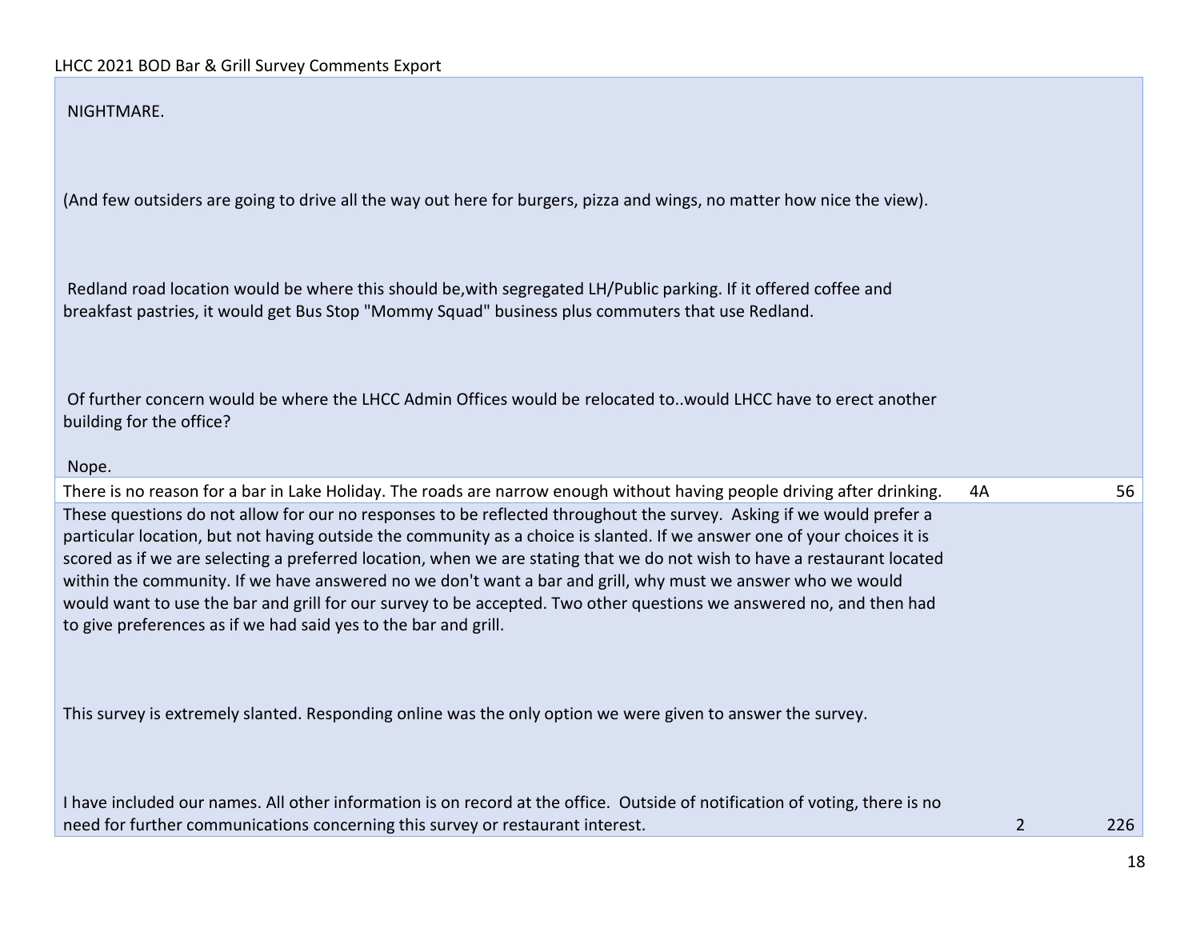| | | |
|---|---|---|
| NIGHTMARE.<br><br>(And few outsiders are going to drive all the way out here for burgers, pizza and wings, no matter how nice the view).<br><br>Redland road location would be where this should be,with segregated LH/Public parking. If it offered coffee and breakfast pastries, it would get Bus Stop "Mommy Squad" business plus commuters that use Redland.<br><br>Of further concern would be where the LHCC Admin Offices would be relocated to..would LHCC have to erect another building for the office?<br><br>Nope. | | |
| There is no reason for a bar in Lake Holiday. The roads are narrow enough without having people driving after drinking. | 4A | 56 |
| These questions do not allow for our no responses to be reflected throughout the survey. Asking if we would prefer a particular location, but not having outside the community as a choice is slanted. If we answer one of your choices it is scored as if we are selecting a preferred location, when we are stating that we do not wish to have a restaurant located within the community. If we have answered no we don't want a bar and grill, why must we answer who we would would want to use the bar and grill for our survey to be accepted. Two other questions we answered no, and then had to give preferences as if we had said yes to the bar and grill.<br><br>This survey is extremely slanted. Responding online was the only option we were given to answer the survey.<br><br>I have included our names. All other information is on record at the office. Outside of notification of voting, there is no need for further communications concerning this survey or restaurant interest. | 2 | 226 |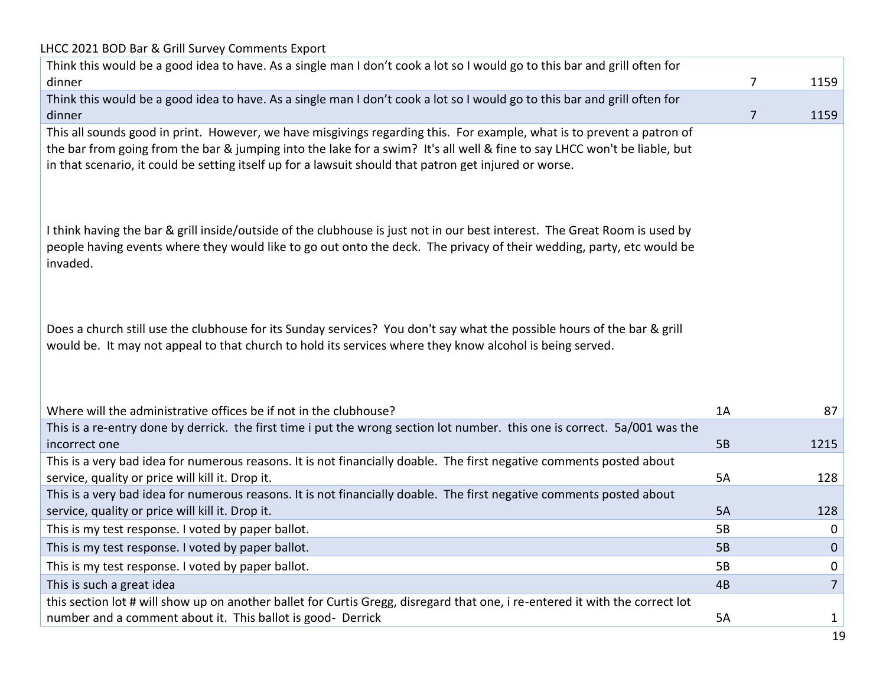LHCC 2021 BOD Bar & Grill Survey Comments Export

| Comment | Section | Lot |
|---|---|---|
| Think this would be a good idea to have. As a single man I don’t cook a lot so I would go to this bar and grill often for dinner | 7 | 1159 |
| Think this would be a good idea to have. As a single man I don’t cook a lot so I would go to this bar and grill often for dinner | 7 | 1159 |
| This all sounds good in print.  However, we have misgivings regarding this.  For example, what is to prevent a patron of the bar from going from the bar & jumping into the lake for a swim?  It's all well & fine to say LHCC won't be liable, but in that scenario, it could be setting itself up for a lawsuit should that patron get injured or worse.<br><br>I think having the bar & grill inside/outside of the clubhouse is just not in our best interest.  The Great Room is used by people having events where they would like to go out onto the deck.  The privacy of their wedding, party, etc would be invaded.<br><br>Does a church still use the clubhouse for its Sunday services?  You don't say what the possible hours of the bar & grill would be.  It may not appeal to that church to hold its services where they know alcohol is being served.<br><br>Where will the administrative offices be if not in the clubhouse? | 1A | 87 |
| This is a re-entry done by derrick.  the first time i put the wrong section lot number.  this one is correct.  5a/001 was the incorrect one | 5B | 1215 |
| This is a very bad idea for numerous reasons. It is not financially doable.  The first negative comments posted about service, quality or price will kill it. Drop it. | 5A | 128 |
| This is a very bad idea for numerous reasons. It is not financially doable.  The first negative comments posted about service, quality or price will kill it. Drop it. | 5A | 128 |
| This is my test response. I voted by paper ballot. | 5B | 0 |
| This is my test response. I voted by paper ballot. | 5B | 0 |
| This is my test response. I voted by paper ballot. | 5B | 0 |
| This is such a great idea | 4B | 7 |
| this section lot # will show up on another ballet for Curtis Gregg, disregard that one, i re-entered it with the correct lot number and a comment about it.  This ballot is good-  Derrick | 5A | 1 |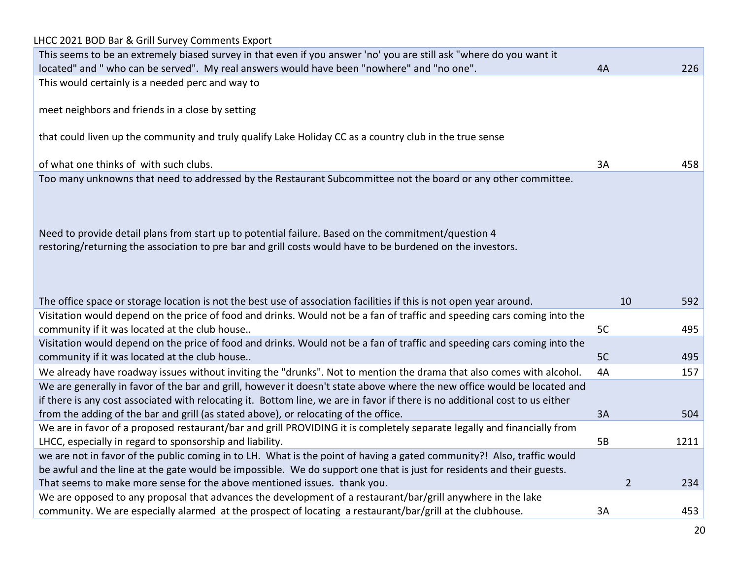LHCC 2021 BOD Bar & Grill Survey Comments Export

| Comment | Code | | ID |
|---|---|---|---|
| This seems to be an extremely biased survey in that even if you answer 'no' you are still ask "where do you want it located" and " who can be served". My real answers would have been "nowhere" and "no one". | 4A | | 226 |
| This would certainly is a needed perc and way to<br><br>meet neighbors and friends in a close by setting<br><br>that could liven up the community and truly qualify Lake Holiday CC as a country club in the true sense<br><br>of what one thinks of with such clubs. | 3A | | 458 |
| Too many unknowns that need to addressed by the Restaurant Subcommittee not the board or any other committee.<br><br>Need to provide detail plans from start up to potential failure. Based on the commitment/question 4 restoring/returning the association to pre bar and grill costs would have to be burdened on the investors.<br><br>The office space or storage location is not the best use of association facilities if this is not open year around. | | 10 | 592 |
| Visitation would depend on the price of food and drinks. Would not be a fan of traffic and speeding cars coming into the community if it was located at the club house.. | 5C | | 495 |
| Visitation would depend on the price of food and drinks. Would not be a fan of traffic and speeding cars coming into the community if it was located at the club house.. | 5C | | 495 |
| We already have roadway issues without inviting the "drunks". Not to mention the drama that also comes with alcohol. | 4A | | 157 |
| We are generally in favor of the bar and grill, however it doesn't state above where the new office would be located and if there is any cost associated with relocating it. Bottom line, we are in favor if there is no additional cost to us either from the adding of the bar and grill (as stated above), or relocating of the office. | 3A | | 504 |
| We are in favor of a proposed restaurant/bar and grill PROVIDING it is completely separate legally and financially from LHCC, especially in regard to sponsorship and liability. | 5B | | 1211 |
| we are not in favor of the public coming in to LH. What is the point of having a gated community?! Also, traffic would be awful and the line at the gate would be impossible. We do support one that is just for residents and their guests. That seems to make more sense for the above mentioned issues. thank you. | | 2 | 234 |
| We are opposed to any proposal that advances the development of a restaurant/bar/grill anywhere in the lake community. We are especially alarmed at the prospect of locating a restaurant/bar/grill at the clubhouse. | 3A | | 453 |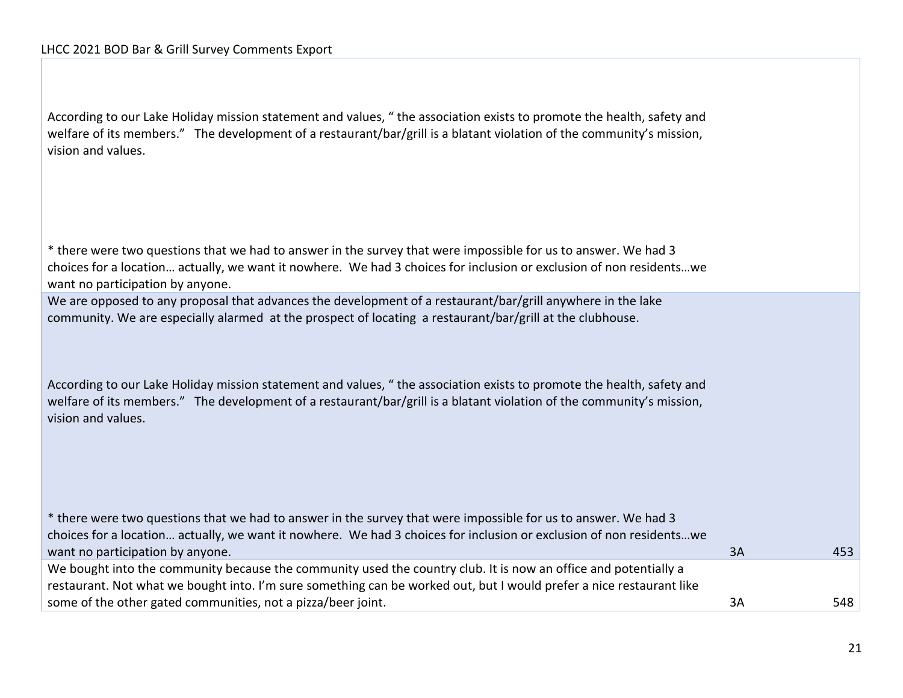LHCC 2021 BOD Bar & Grill Survey Comments Export

| Comment | Section | ID |
| --- | --- | --- |
| According to our Lake Holiday mission statement and values, " the association exists to promote the health, safety and welfare of its members." The development of a restaurant/bar/grill is a blatant violation of the community's mission, vision and values.<br><br>* there were two questions that we had to answer in the survey that were impossible for us to answer. We had 3 choices for a location… actually, we want it nowhere. We had 3 choices for inclusion or exclusion of non residents…we want no participation by anyone. | | |
| We are opposed to any proposal that advances the development of a restaurant/bar/grill anywhere in the lake community. We are especially alarmed at the prospect of locating a restaurant/bar/grill at the clubhouse.<br><br>According to our Lake Holiday mission statement and values, " the association exists to promote the health, safety and welfare of its members." The development of a restaurant/bar/grill is a blatant violation of the community's mission, vision and values.<br><br>* there were two questions that we had to answer in the survey that were impossible for us to answer. We had 3 choices for a location… actually, we want it nowhere. We had 3 choices for inclusion or exclusion of non residents…we want no participation by anyone. | 3A | 453 |
| We bought into the community because the community used the country club. It is now an office and potentially a restaurant. Not what we bought into. I'm sure something can be worked out, but I would prefer a nice restaurant like some of the other gated communities, not a pizza/beer joint. | 3A | 548 |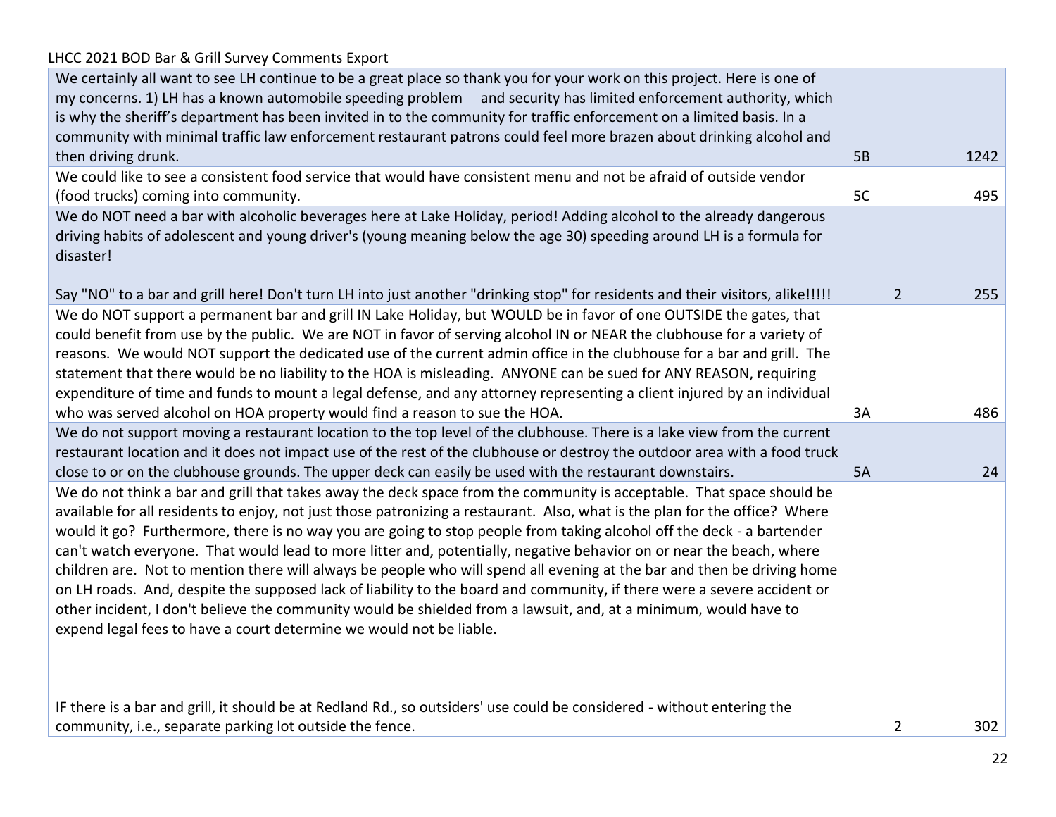LHCC 2021 BOD Bar & Grill Survey Comments Export

| Comment | Section | ID |
| --- | --- | --- |
| We certainly all want to see LH continue to be a great place so thank you for your work on this project. Here is one of my concerns. 1) LH has a known automobile speeding problem and security has limited enforcement authority, which is why the sheriff's department has been invited in to the community for traffic enforcement on a limited basis. In a community with minimal traffic law enforcement restaurant patrons could feel more brazen about drinking alcohol and then driving drunk. | 5B | 1242 |
| We could like to see a consistent food service that would have consistent menu and not be afraid of outside vendor (food trucks) coming into community. | 5C | 495 |
| We do NOT need a bar with alcoholic beverages here at Lake Holiday, period! Adding alcohol to the already dangerous driving habits of adolescent and young driver's (young meaning below the age 30) speeding around LH is a formula for disaster!<br><br>Say "NO" to a bar and grill here! Don't turn LH into just another "drinking stop" for residents and their visitors, alike!!!!! | 2 | 255 |
| We do NOT support a permanent bar and grill IN Lake Holiday, but WOULD be in favor of one OUTSIDE the gates, that could benefit from use by the public. We are NOT in favor of serving alcohol IN or NEAR the clubhouse for a variety of reasons. We would NOT support the dedicated use of the current admin office in the clubhouse for a bar and grill. The statement that there would be no liability to the HOA is misleading. ANYONE can be sued for ANY REASON, requiring expenditure of time and funds to mount a legal defense, and any attorney representing a client injured by an individual who was served alcohol on HOA property would find a reason to sue the HOA. | 3A | 486 |
| We do not support moving a restaurant location to the top level of the clubhouse. There is a lake view from the current restaurant location and it does not impact use of the rest of the clubhouse or destroy the outdoor area with a food truck close to or on the clubhouse grounds. The upper deck can easily be used with the restaurant downstairs. | 5A | 24 |
| We do not think a bar and grill that takes away the deck space from the community is acceptable. That space should be available for all residents to enjoy, not just those patronizing a restaurant. Also, what is the plan for the office? Where would it go? Furthermore, there is no way you are going to stop people from taking alcohol off the deck - a bartender can't watch everyone. That would lead to more litter and, potentially, negative behavior on or near the beach, where children are. Not to mention there will always be people who will spend all evening at the bar and then be driving home on LH roads. And, despite the supposed lack of liability to the board and community, if there were a severe accident or other incident, I don't believe the community would be shielded from a lawsuit, and, at a minimum, would have to expend legal fees to have a court determine we would not be liable.<br><br>IF there is a bar and grill, it should be at Redland Rd., so outsiders' use could be considered - without entering the community, i.e., separate parking lot outside the fence. | 2 | 302 |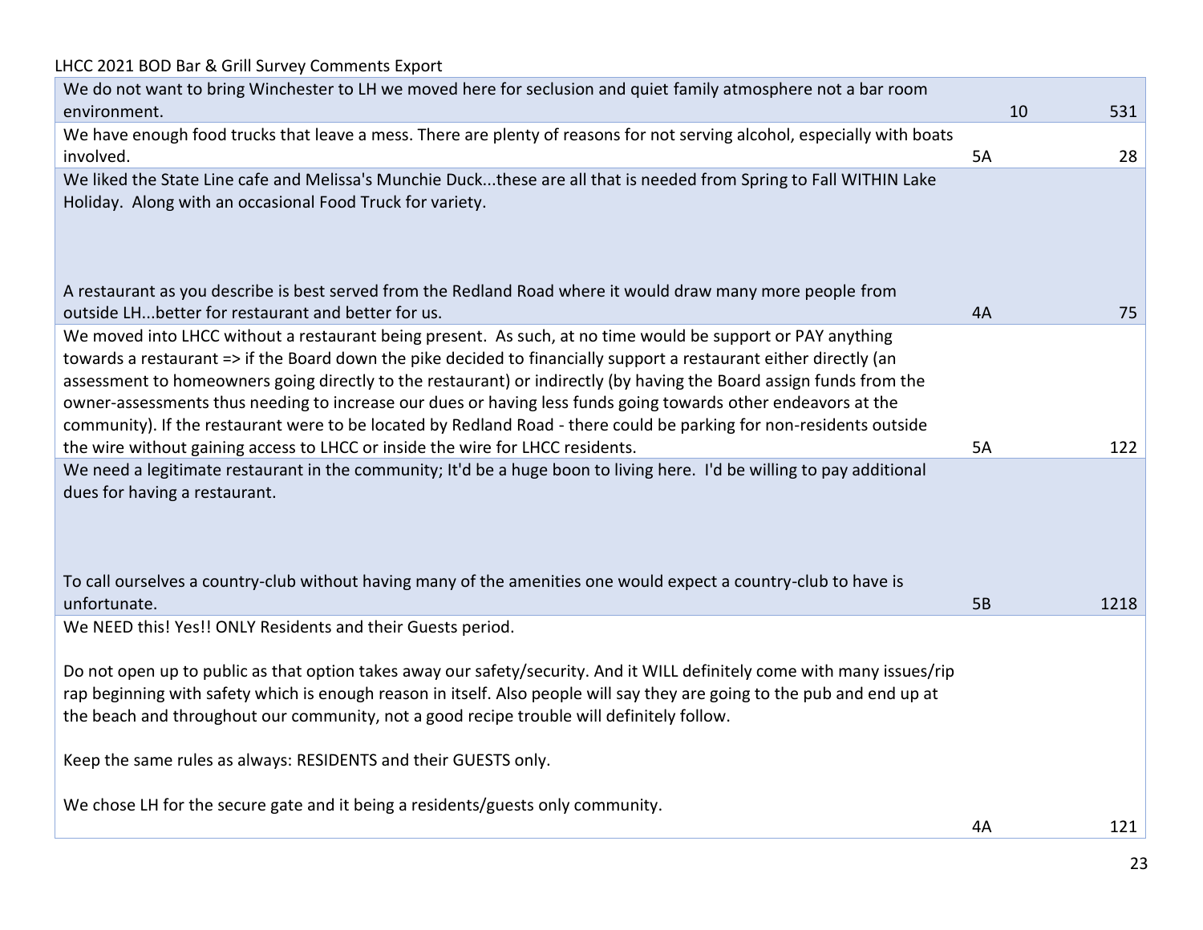LHCC 2021 BOD Bar & Grill Survey Comments Export

| Comment | Section | ID |
|---|---|---|
| We do not want to bring Winchester to LH we moved here for seclusion and quiet family atmosphere not a bar room environment. | 10 | 531 |
| We have enough food trucks that leave a mess. There are plenty of reasons for not serving alcohol, especially with boats involved. | 5A | 28 |
| We liked the State Line cafe and Melissa's Munchie Duck...these are all that is needed from Spring to Fall WITHIN Lake Holiday. Along with an occasional Food Truck for variety.<br><br>A restaurant as you describe is best served from the Redland Road where it would draw many more people from outside LH...better for restaurant and better for us. | 4A | 75 |
| We moved into LHCC without a restaurant being present. As such, at no time would be support or PAY anything towards a restaurant => if the Board down the pike decided to financially support a restaurant either directly (an assessment to homeowners going directly to the restaurant) or indirectly (by having the Board assign funds from the owner-assessments thus needing to increase our dues or having less funds going towards other endeavors at the community). If the restaurant were to be located by Redland Road - there could be parking for non-residents outside the wire without gaining access to LHCC or inside the wire for LHCC residents. | 5A | 122 |
| We need a legitimate restaurant in the community; It'd be a huge boon to living here. I'd be willing to pay additional dues for having a restaurant.<br><br>To call ourselves a country-club without having many of the amenities one would expect a country-club to have is unfortunate. | 5B | 1218 |
| We NEED this! Yes!! ONLY Residents and their Guests period.<br><br>Do not open up to public as that option takes away our safety/security. And it WILL definitely come with many issues/rip rap beginning with safety which is enough reason in itself. Also people will say they are going to the pub and end up at the beach and throughout our community, not a good recipe trouble will definitely follow.<br><br>Keep the same rules as always: RESIDENTS and their GUESTS only.<br><br>We chose LH for the secure gate and it being a residents/guests only community. | 4A | 121 |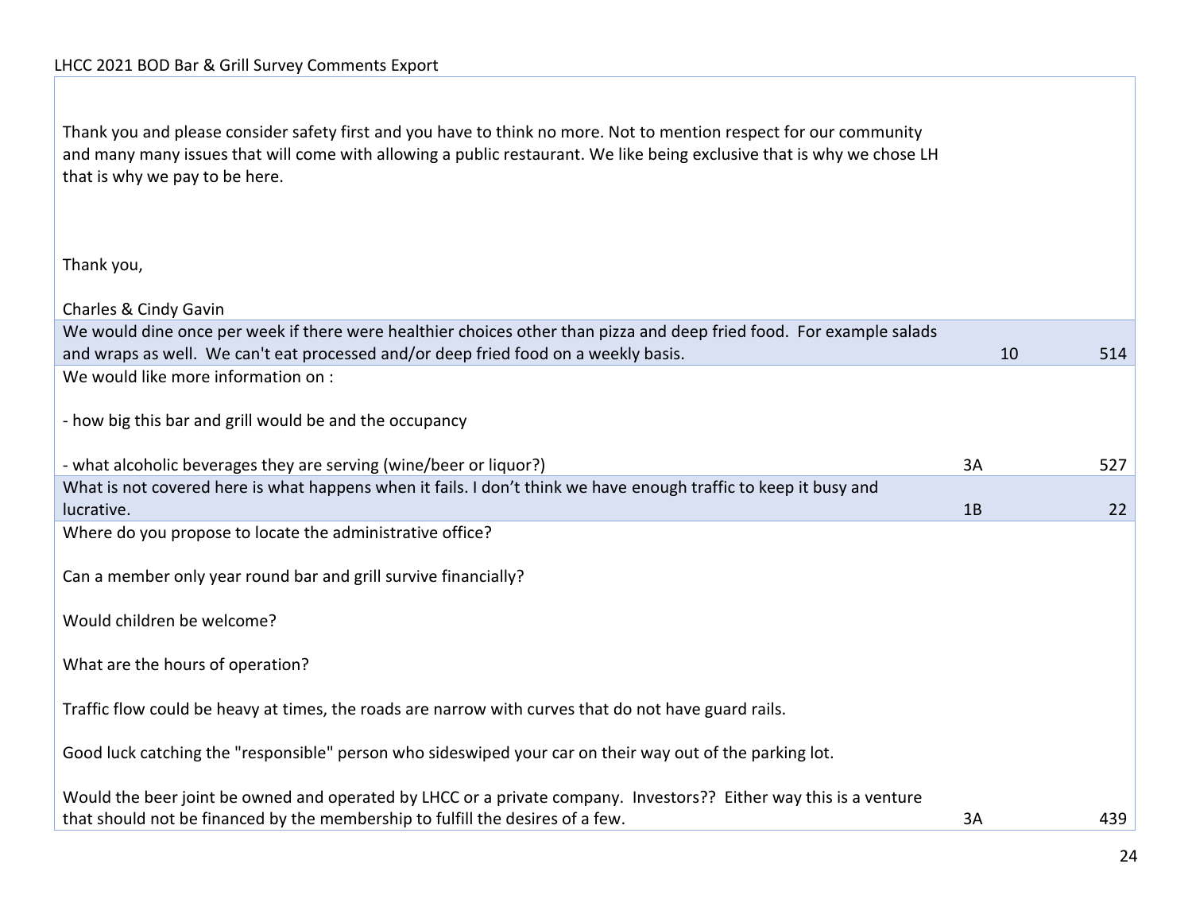| Comment | Code | ID |
|---|---|---|
| Thank you and please consider safety first and you have to think no more. Not to mention respect for our community and many many issues that will come with allowing a public restaurant. We like being exclusive that is why we chose LH that is why we pay to be here.<br><br>Thank you,<br><br>Charles & Cindy Gavin | | |
| We would dine once per week if there were healthier choices other than pizza and deep fried food. For example salads and wraps as well. We can't eat processed and/or deep fried food on a weekly basis. | 10 | 514 |
| We would like more information on :<br><br>- how big this bar and grill would be and the occupancy<br><br>- what alcoholic beverages they are serving (wine/beer or liquor?) | 3A | 527 |
| What is not covered here is what happens when it fails. I don't think we have enough traffic to keep it busy and lucrative. | 1B | 22 |
| Where do you propose to locate the administrative office?<br><br>Can a member only year round bar and grill survive financially?<br><br>Would children be welcome?<br><br>What are the hours of operation?<br><br>Traffic flow could be heavy at times, the roads are narrow with curves that do not have guard rails.<br><br>Good luck catching the "responsible" person who sideswiped your car on their way out of the parking lot.<br><br>Would the beer joint be owned and operated by LHCC or a private company. Investors?? Either way this is a venture that should not be financed by the membership to fulfill the desires of a few. | 3A | 439 |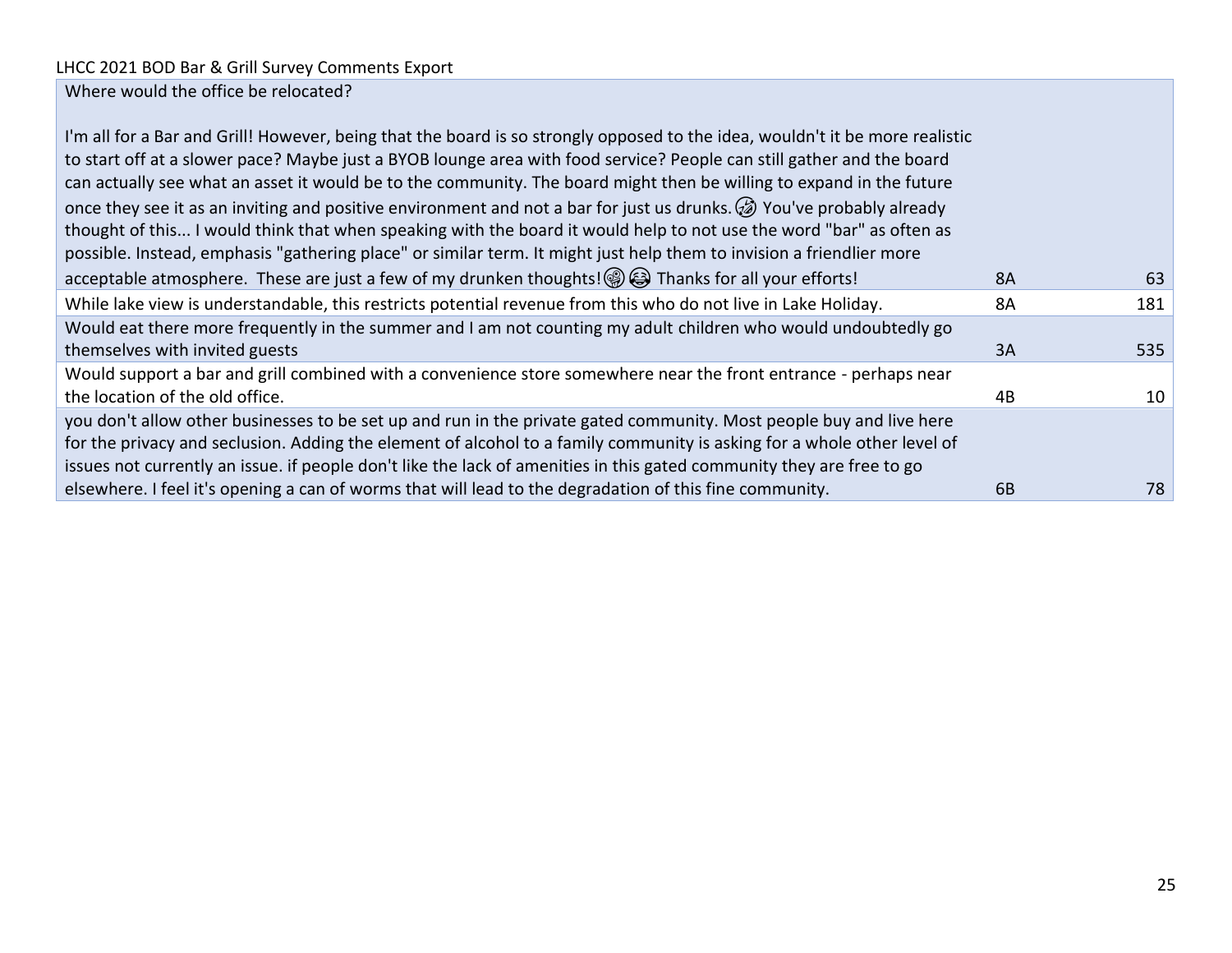LHCC 2021 BOD Bar & Grill Survey Comments Export

| | | |
|---|---|---|
| Where would the office be relocated?<br><br>I'm all for a Bar and Grill! However, being that the board is so strongly opposed to the idea, wouldn't it be more realistic to start off at a slower pace? Maybe just a BYOB lounge area with food service? People can still gather and the board can actually see what an asset it would be to the community. The board might then be willing to expand in the future once they see it as an inviting and positive environment and not a bar for just us drunks. 🤣 You've probably already thought of this... I would think that when speaking with the board it would help to not use the word "bar" as often as possible. Instead, emphasis "gathering place" or similar term. It might just help them to invision a friendlier more acceptable atmosphere. These are just a few of my drunken thoughts! 🤪 😂 Thanks for all your efforts! | 8A | 63 |
| While lake view is understandable, this restricts potential revenue from this who do not live in Lake Holiday. | 8A | 181 |
| Would eat there more frequently in the summer and I am not counting my adult children who would undoubtedly go themselves with invited guests | 3A | 535 |
| Would support a bar and grill combined with a convenience store somewhere near the front entrance - perhaps near the location of the old office. | 4B | 10 |
| you don't allow other businesses to be set up and run in the private gated community. Most people buy and live here for the privacy and seclusion. Adding the element of alcohol to a family community is asking for a whole other level of issues not currently an issue. if people don't like the lack of amenities in this gated community they are free to go elsewhere. I feel it's opening a can of worms that will lead to the degradation of this fine community. | 6B | 78 |